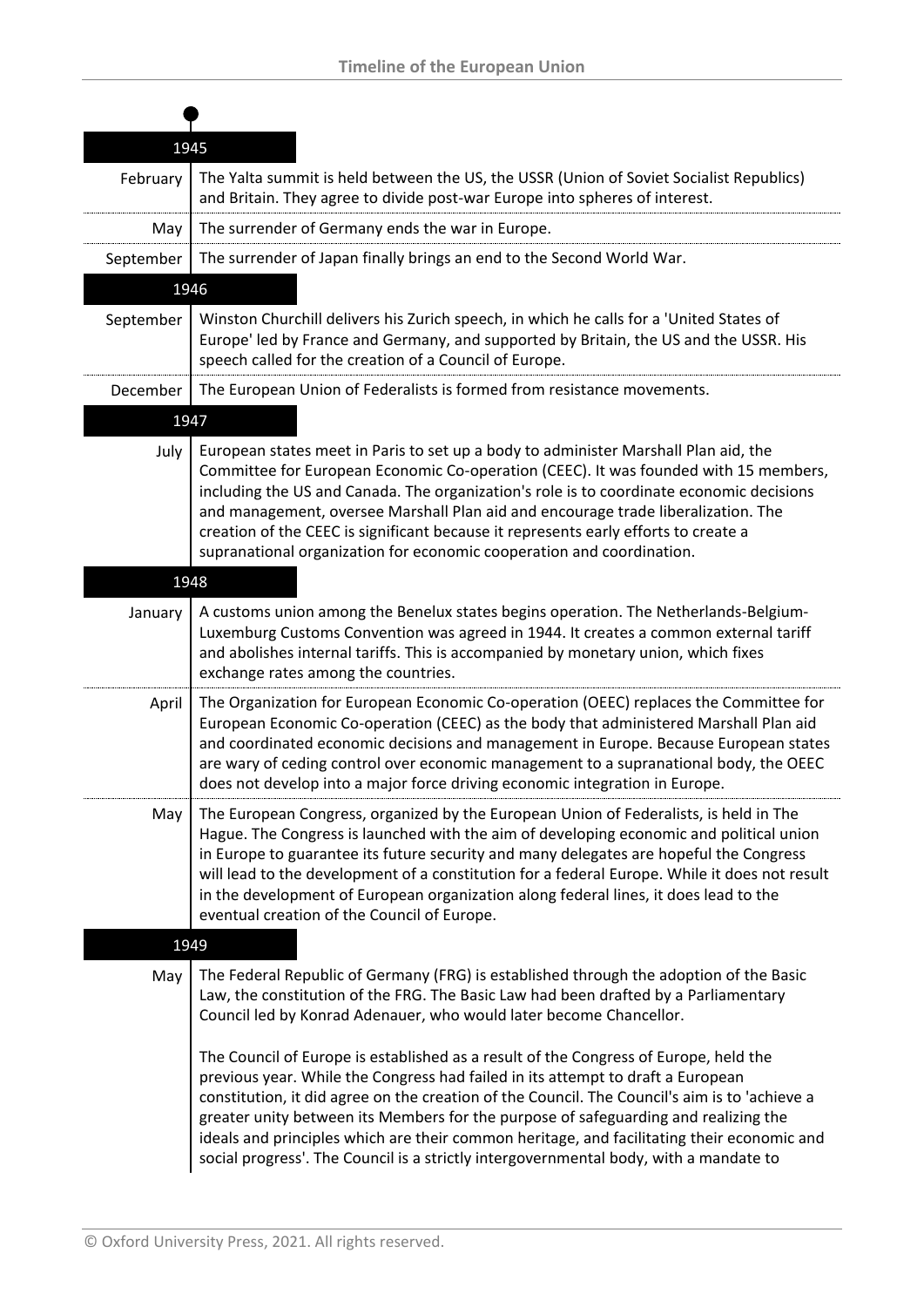# Timeline of the European Union

## 1945

**February** The Yalta summit is held between the US, the USSR (Union of Soviet Socialist Republics) and Britain. They agree to divide post-war Europe into spheres of interest.

**May** The surrender of Germany ends the war in Europe.

**September** The surrender of Japan finally brings an end to the Second World War.

## 1946

**September** Winston Churchill delivers his Zurich speech, in which he calls for a 'United States of Europe' led by France and Germany, and supported by Britain, the US and the USSR. His speech called for the creation of a Council of Europe.

**December** The European Union of Federalists is formed from resistance movements.

## 1947

**July** European states meet in Paris to set up a body to administer Marshall Plan aid, the Committee for European Economic Co-operation (CEEC). It was founded with 15 members, including the US and Canada. The organization's role is to coordinate economic decisions and management, oversee Marshall Plan aid and encourage trade liberalization. The creation of the CEEC is significant because it represents early efforts to create a supranational organization for economic cooperation and coordination.

## 1948

**January** A customs union among the Benelux states begins operation. The Netherlands-Belgium-Luxemburg Customs Convention was agreed in 1944. It creates a common external tariff and abolishes internal tariffs. This is accompanied by monetary union, which fixes exchange rates among the countries.

**April** The Organization for European Economic Co-operation (OEEC) replaces the Committee for European Economic Co-operation (CEEC) as the body that administered Marshall Plan aid and coordinated economic decisions and management in Europe. Because European states are wary of ceding control over economic management to a supranational body, the OEEC does not develop into a major force driving economic integration in Europe.

**May** The European Congress, organized by the European Union of Federalists, is held in The Hague. The Congress is launched with the aim of developing economic and political union in Europe to guarantee its future security and many delegates are hopeful the Congress will lead to the development of a constitution for a federal Europe. While it does not result in the development of European organization along federal lines, it does lead to the eventual creation of the Council of Europe.

## 1949

**May** The Federal Republic of Germany (FRG) is established through the adoption of the Basic Law, the constitution of the FRG. The Basic Law had been drafted by a Parliamentary Council led by Konrad Adenauer, who would later become Chancellor.

The Council of Europe is established as a result of the Congress of Europe, held the previous year. While the Congress had failed in its attempt to draft a European constitution, it did agree on the creation of the Council. The Council's aim is to 'achieve a greater unity between its Members for the purpose of safeguarding and realizing the ideals and principles which are their common heritage, and facilitating their economic and social progress'. The Council is a strictly intergovernmental body, with a mandate to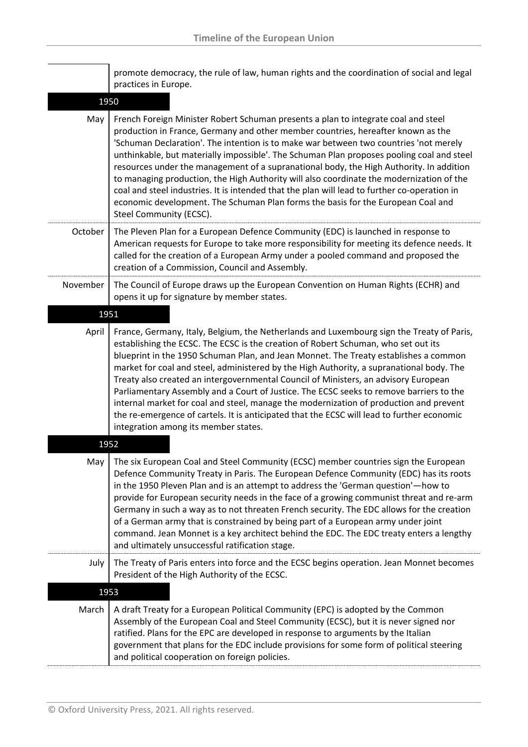promote democracy, the rule of law, human rights and the coordination of social and legal practices in Europe.

## 1950

**May** French Foreign Minister Robert Schuman presents a plan to integrate coal and steel production in France, Germany and other member countries, hereafter known as the 'Schuman Declaration'. The intention is to make war between two countries 'not merely unthinkable, but materially impossible'. The Schuman Plan proposes pooling coal and steel resources under the management of a supranational body, the High Authority. In addition to managing production, the High Authority will also coordinate the modernization of the coal and steel industries. It is intended that the plan will lead to further co-operation in economic development. The Schuman Plan forms the basis for the European Coal and Steel Community (ECSC).

**October** The Pleven Plan for a European Defence Community (EDC) is launched in response to American requests for Europe to take more responsibility for meeting its defence needs. It called for the creation of a European Army under a pooled command and proposed the creation of a Commission, Council and Assembly.

**November** The Council of Europe draws up the European Convention on Human Rights (ECHR) and opens it up for signature by member states.

## 1951

**April** France, Germany, Italy, Belgium, the Netherlands and Luxembourg sign the Treaty of Paris, establishing the ECSC. The ECSC is the creation of Robert Schuman, who set out its blueprint in the 1950 Schuman Plan, and Jean Monnet. The Treaty establishes a common market for coal and steel, administered by the High Authority, a supranational body. The Treaty also created an intergovernmental Council of Ministers, an advisory European Parliamentary Assembly and a Court of Justice. The ECSC seeks to remove barriers to the internal market for coal and steel, manage the modernization of production and prevent the re-emergence of cartels. It is anticipated that the ECSC will lead to further economic integration among its member states.

## 1952

**May** The six European Coal and Steel Community (ECSC) member countries sign the European Defence Community Treaty in Paris. The European Defence Community (EDC) has its roots in the 1950 Pleven Plan and is an attempt to address the 'German question'—how to provide for European security needs in the face of a growing communist threat and re-arm Germany in such a way as to not threaten French security. The EDC allows for the creation of a German army that is constrained by being part of a European army under joint command. Jean Monnet is a key architect behind the EDC. The EDC treaty enters a lengthy and ultimately unsuccessful ratification stage.

**July** The Treaty of Paris enters into force and the ECSC begins operation. Jean Monnet becomes President of the High Authority of the ECSC.

## 1953

**March** A draft Treaty for a European Political Community (EPC) is adopted by the Common Assembly of the European Coal and Steel Community (ECSC), but it is never signed nor ratified. Plans for the EPC are developed in response to arguments by the Italian government that plans for the EDC include provisions for some form of political steering and political cooperation on foreign policies.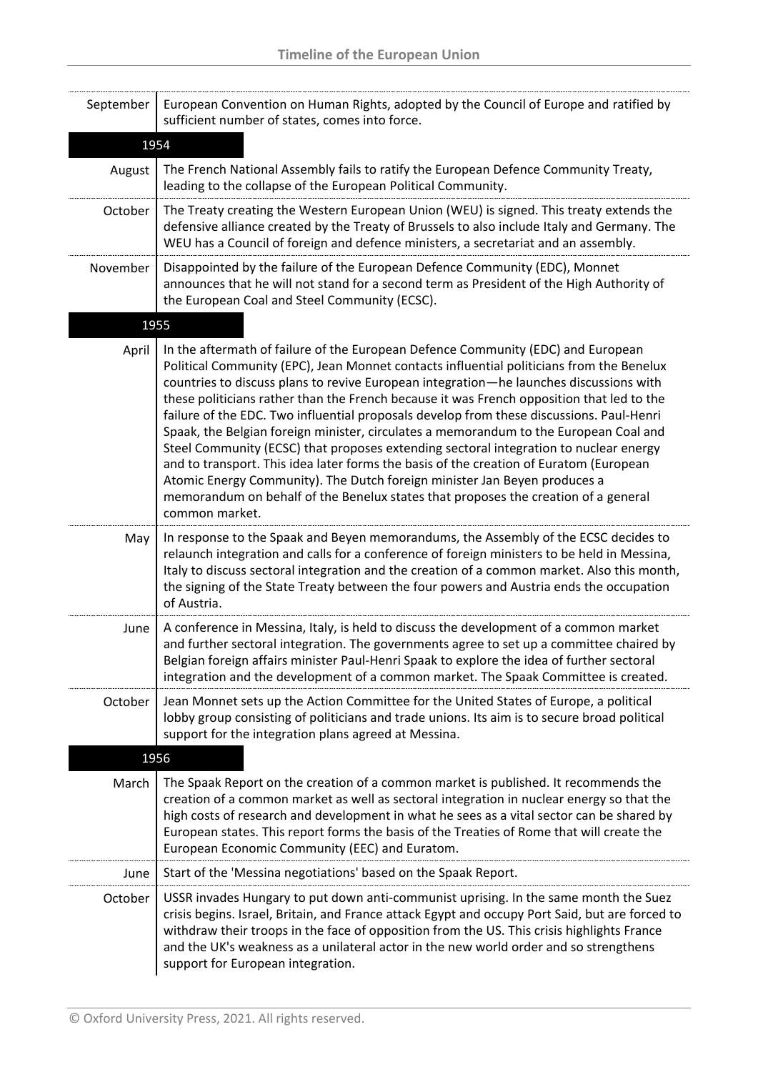| | |
|---|---|
| September | European Convention on Human Rights, adopted by the Council of Europe and ratified by sufficient number of states, comes into force. |

## 1954

| | |
|---|---|
| August | The French National Assembly fails to ratify the European Defence Community Treaty, leading to the collapse of the European Political Community. |
| October | The Treaty creating the Western European Union (WEU) is signed. This treaty extends the defensive alliance created by the Treaty of Brussels to also include Italy and Germany. The WEU has a Council of foreign and defence ministers, a secretariat and an assembly. |
| November | Disappointed by the failure of the European Defence Community (EDC), Monnet announces that he will not stand for a second term as President of the High Authority of the European Coal and Steel Community (ECSC). |

## 1955

| | |
|---|---|
| April | In the aftermath of failure of the European Defence Community (EDC) and European Political Community (EPC), Jean Monnet contacts influential politicians from the Benelux countries to discuss plans to revive European integration—he launches discussions with these politicians rather than the French because it was French opposition that led to the failure of the EDC. Two influential proposals develop from these discussions. Paul-Henri Spaak, the Belgian foreign minister, circulates a memorandum to the European Coal and Steel Community (ECSC) that proposes extending sectoral integration to nuclear energy and to transport. This idea later forms the basis of the creation of Euratom (European Atomic Energy Community). The Dutch foreign minister Jan Beyen produces a memorandum on behalf of the Benelux states that proposes the creation of a general common market. |
| May | In response to the Spaak and Beyen memorandums, the Assembly of the ECSC decides to relaunch integration and calls for a conference of foreign ministers to be held in Messina, Italy to discuss sectoral integration and the creation of a common market. Also this month, the signing of the State Treaty between the four powers and Austria ends the occupation of Austria. |
| June | A conference in Messina, Italy, is held to discuss the development of a common market and further sectoral integration. The governments agree to set up a committee chaired by Belgian foreign affairs minister Paul-Henri Spaak to explore the idea of further sectoral integration and the development of a common market. The Spaak Committee is created. |
| October | Jean Monnet sets up the Action Committee for the United States of Europe, a political lobby group consisting of politicians and trade unions. Its aim is to secure broad political support for the integration plans agreed at Messina. |

## 1956

| | |
|---|---|
| March | The Spaak Report on the creation of a common market is published. It recommends the creation of a common market as well as sectoral integration in nuclear energy so that the high costs of research and development in what he sees as a vital sector can be shared by European states. This report forms the basis of the Treaties of Rome that will create the European Economic Community (EEC) and Euratom. |
| June | Start of the 'Messina negotiations' based on the Spaak Report. |
| October | USSR invades Hungary to put down anti-communist uprising. In the same month the Suez crisis begins. Israel, Britain, and France attack Egypt and occupy Port Said, but are forced to withdraw their troops in the face of opposition from the US. This crisis highlights France and the UK's weakness as a unilateral actor in the new world order and so strengthens support for European integration. |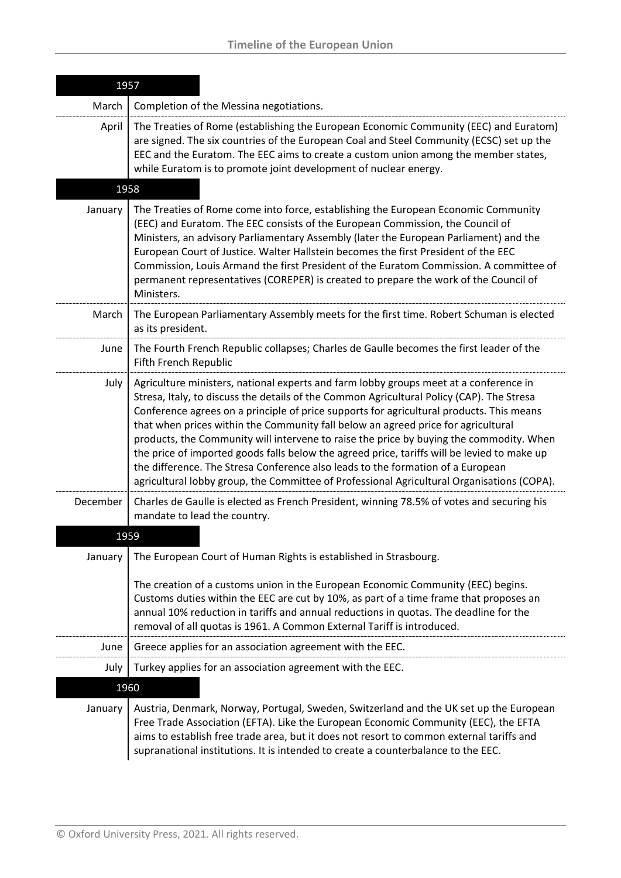## 1957

| Month | Event |
|---|---|
| March | Completion of the Messina negotiations. |
| April | The Treaties of Rome (establishing the European Economic Community (EEC) and Euratom) are signed. The six countries of the European Coal and Steel Community (ECSC) set up the EEC and the Euratom. The EEC aims to create a custom union among the member states, while Euratom is to promote joint development of nuclear energy. |

## 1958

| Month | Event |
|---|---|
| January | The Treaties of Rome come into force, establishing the European Economic Community (EEC) and Euratom. The EEC consists of the European Commission, the Council of Ministers, an advisory Parliamentary Assembly (later the European Parliament) and the European Court of Justice. Walter Hallstein becomes the first President of the EEC Commission, Louis Armand the first President of the Euratom Commission. A committee of permanent representatives (COREPER) is created to prepare the work of the Council of Ministers. |
| March | The European Parliamentary Assembly meets for the first time. Robert Schuman is elected as its president. |
| June | The Fourth French Republic collapses; Charles de Gaulle becomes the first leader of the Fifth French Republic |
| July | Agriculture ministers, national experts and farm lobby groups meet at a conference in Stresa, Italy, to discuss the details of the Common Agricultural Policy (CAP). The Stresa Conference agrees on a principle of price supports for agricultural products. This means that when prices within the Community fall below an agreed price for agricultural products, the Community will intervene to raise the price by buying the commodity. When the price of imported goods falls below the agreed price, tariffs will be levied to make up the difference. The Stresa Conference also leads to the formation of a European agricultural lobby group, the Committee of Professional Agricultural Organisations (COPA). |
| December | Charles de Gaulle is elected as French President, winning 78.5% of votes and securing his mandate to lead the country. |

## 1959

| Month | Event |
|---|---|
| January | The European Court of Human Rights is established in Strasbourg.<br><br>The creation of a customs union in the European Economic Community (EEC) begins. Customs duties within the EEC are cut by 10%, as part of a time frame that proposes an annual 10% reduction in tariffs and annual reductions in quotas. The deadline for the removal of all quotas is 1961. A Common External Tariff is introduced. |
| June | Greece applies for an association agreement with the EEC. |
| July | Turkey applies for an association agreement with the EEC. |

## 1960

| Month | Event |
|---|---|
| January | Austria, Denmark, Norway, Portugal, Sweden, Switzerland and the UK set up the European Free Trade Association (EFTA). Like the European Economic Community (EEC), the EFTA aims to establish free trade area, but it does not resort to common external tariffs and supranational institutions. It is intended to create a counterbalance to the EEC. |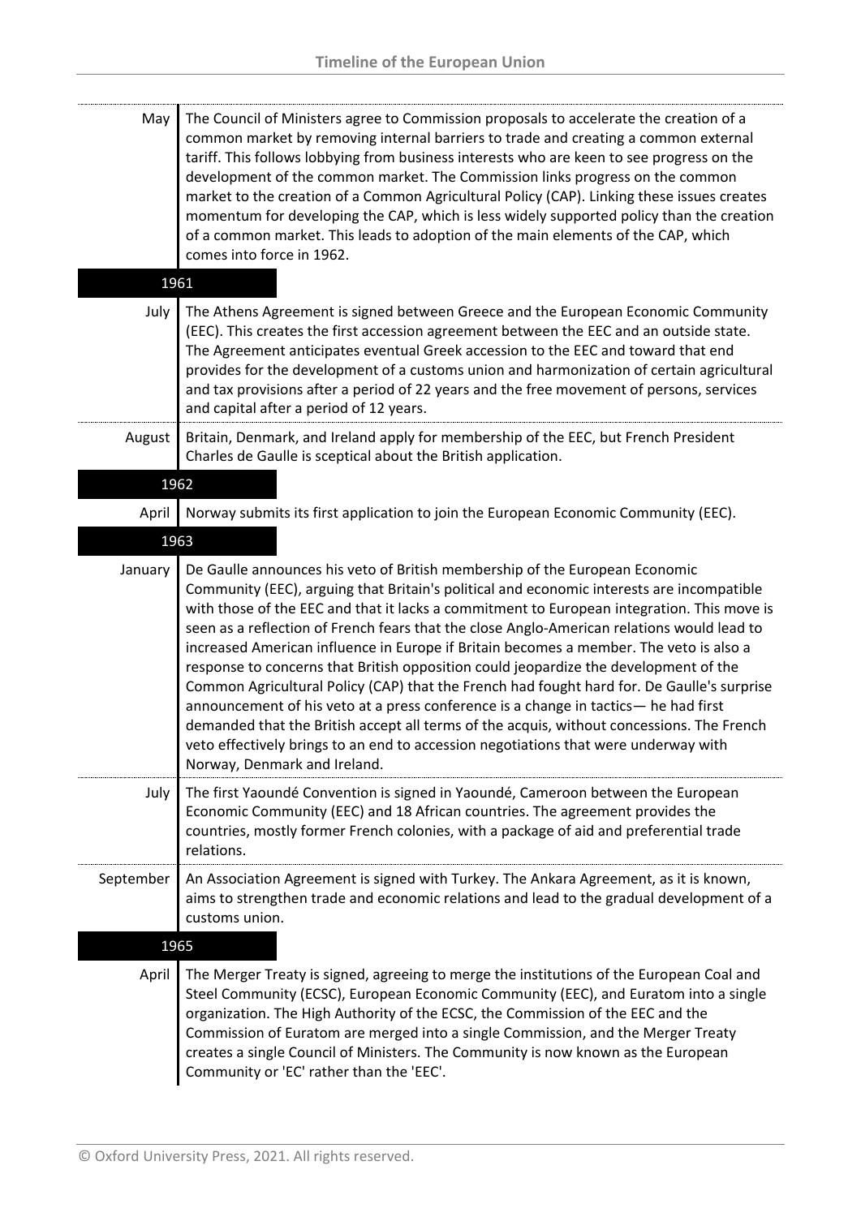**May** The Council of Ministers agree to Commission proposals to accelerate the creation of a common market by removing internal barriers to trade and creating a common external tariff. This follows lobbying from business interests who are keen to see progress on the development of the common market. The Commission links progress on the common market to the creation of a Common Agricultural Policy (CAP). Linking these issues creates momentum for developing the CAP, which is less widely supported policy than the creation of a common market. This leads to adoption of the main elements of the CAP, which comes into force in 1962.

## 1961

**July** The Athens Agreement is signed between Greece and the European Economic Community (EEC). This creates the first accession agreement between the EEC and an outside state. The Agreement anticipates eventual Greek accession to the EEC and toward that end provides for the development of a customs union and harmonization of certain agricultural and tax provisions after a period of 22 years and the free movement of persons, services and capital after a period of 12 years.

**August** Britain, Denmark, and Ireland apply for membership of the EEC, but French President Charles de Gaulle is sceptical about the British application.

## 1962

**April** Norway submits its first application to join the European Economic Community (EEC).

## 1963

**January** De Gaulle announces his veto of British membership of the European Economic Community (EEC), arguing that Britain's political and economic interests are incompatible with those of the EEC and that it lacks a commitment to European integration. This move is seen as a reflection of French fears that the close Anglo-American relations would lead to increased American influence in Europe if Britain becomes a member. The veto is also a response to concerns that British opposition could jeopardize the development of the Common Agricultural Policy (CAP) that the French had fought hard for. De Gaulle's surprise announcement of his veto at a press conference is a change in tactics— he had first demanded that the British accept all terms of the acquis, without concessions. The French veto effectively brings to an end to accession negotiations that were underway with Norway, Denmark and Ireland.

**July** The first Yaoundé Convention is signed in Yaoundé, Cameroon between the European Economic Community (EEC) and 18 African countries. The agreement provides the countries, mostly former French colonies, with a package of aid and preferential trade relations.

**September** An Association Agreement is signed with Turkey. The Ankara Agreement, as it is known, aims to strengthen trade and economic relations and lead to the gradual development of a customs union.

## 1965

**April** The Merger Treaty is signed, agreeing to merge the institutions of the European Coal and Steel Community (ECSC), European Economic Community (EEC), and Euratom into a single organization. The High Authority of the ECSC, the Commission of the EEC and the Commission of Euratom are merged into a single Commission, and the Merger Treaty creates a single Council of Ministers. The Community is now known as the European Community or 'EC' rather than the 'EEC'.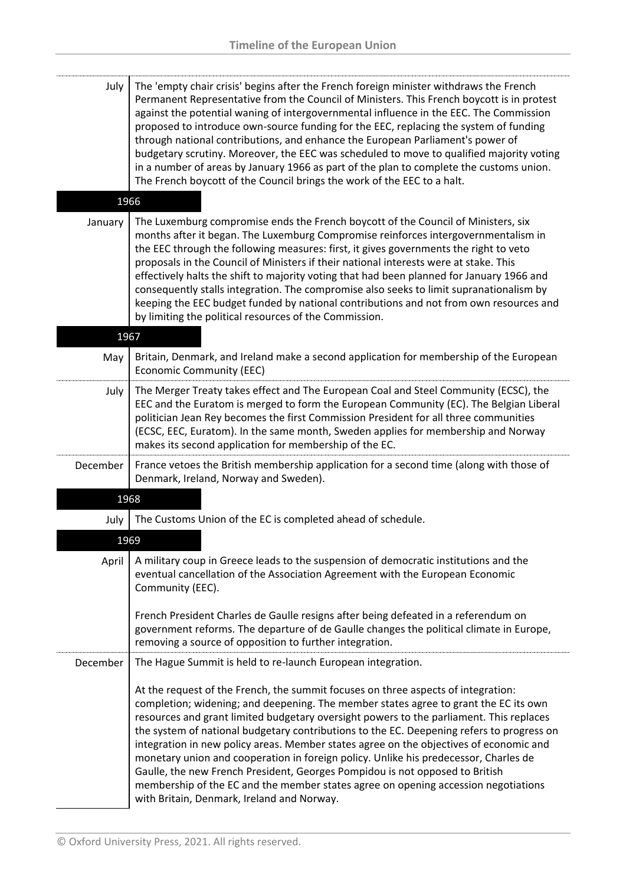| | |
|---|---|
| July | The 'empty chair crisis' begins after the French foreign minister withdraws the French Permanent Representative from the Council of Ministers. This French boycott is in protest against the potential waning of intergovernmental influence in the EEC. The Commission proposed to introduce own-source funding for the EEC, replacing the system of funding through national contributions, and enhance the European Parliament's power of budgetary scrutiny. Moreover, the EEC was scheduled to move to qualified majority voting in a number of areas by January 1966 as part of the plan to complete the customs union. The French boycott of the Council brings the work of the EEC to a halt. |
| **1966** | |
| January | The Luxemburg compromise ends the French boycott of the Council of Ministers, six months after it began. The Luxemburg Compromise reinforces intergovernmentalism in the EEC through the following measures: first, it gives governments the right to veto proposals in the Council of Ministers if their national interests were at stake. This effectively halts the shift to majority voting that had been planned for January 1966 and consequently stalls integration. The compromise also seeks to limit supranationalism by keeping the EEC budget funded by national contributions and not from own resources and by limiting the political resources of the Commission. |
| **1967** | |
| May | Britain, Denmark, and Ireland make a second application for membership of the European Economic Community (EEC) |
| July | The Merger Treaty takes effect and The European Coal and Steel Community (ECSC), the EEC and the Euratom is merged to form the European Community (EC). The Belgian Liberal politician Jean Rey becomes the first Commission President for all three communities (ECSC, EEC, Euratom). In the same month, Sweden applies for membership and Norway makes its second application for membership of the EC. |
| December | France vetoes the British membership application for a second time (along with those of Denmark, Ireland, Norway and Sweden). |
| **1968** | |
| July | The Customs Union of the EC is completed ahead of schedule. |
| **1969** | |
| April | A military coup in Greece leads to the suspension of democratic institutions and the eventual cancellation of the Association Agreement with the European Economic Community (EEC).<br><br>French President Charles de Gaulle resigns after being defeated in a referendum on government reforms. The departure of de Gaulle changes the political climate in Europe, removing a source of opposition to further integration. |
| December | The Hague Summit is held to re-launch European integration.<br><br>At the request of the French, the summit focuses on three aspects of integration: completion; widening; and deepening. The member states agree to grant the EC its own resources and grant limited budgetary oversight powers to the parliament. This replaces the system of national budgetary contributions to the EC. Deepening refers to progress on integration in new policy areas. Member states agree on the objectives of economic and monetary union and cooperation in foreign policy. Unlike his predecessor, Charles de Gaulle, the new French President, Georges Pompidou is not opposed to British membership of the EC and the member states agree on opening accession negotiations with Britain, Denmark, Ireland and Norway. |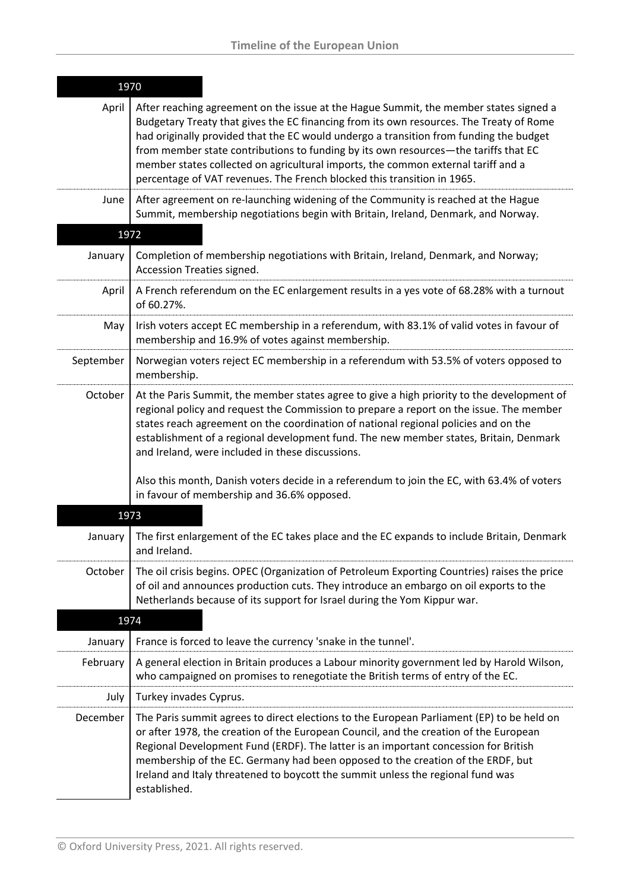## 1970

| | |
|---|---|
| April | After reaching agreement on the issue at the Hague Summit, the member states signed a Budgetary Treaty that gives the EC financing from its own resources. The Treaty of Rome had originally provided that the EC would undergo a transition from funding the budget from member state contributions to funding by its own resources—the tariffs that EC member states collected on agricultural imports, the common external tariff and a percentage of VAT revenues. The French blocked this transition in 1965. |
| June | After agreement on re-launching widening of the Community is reached at the Hague Summit, membership negotiations begin with Britain, Ireland, Denmark, and Norway. |

## 1972

| | |
|---|---|
| January | Completion of membership negotiations with Britain, Ireland, Denmark, and Norway; Accession Treaties signed. |
| April | A French referendum on the EC enlargement results in a yes vote of 68.28% with a turnout of 60.27%. |
| May | Irish voters accept EC membership in a referendum, with 83.1% of valid votes in favour of membership and 16.9% of votes against membership. |
| September | Norwegian voters reject EC membership in a referendum with 53.5% of voters opposed to membership. |
| October | At the Paris Summit, the member states agree to give a high priority to the development of regional policy and request the Commission to prepare a report on the issue. The member states reach agreement on the coordination of national regional policies and on the establishment of a regional development fund. The new member states, Britain, Denmark and Ireland, were included in these discussions.<br><br>Also this month, Danish voters decide in a referendum to join the EC, with 63.4% of voters in favour of membership and 36.6% opposed. |

## 1973

| | |
|---|---|
| January | The first enlargement of the EC takes place and the EC expands to include Britain, Denmark and Ireland. |
| October | The oil crisis begins. OPEC (Organization of Petroleum Exporting Countries) raises the price of oil and announces production cuts. They introduce an embargo on oil exports to the Netherlands because of its support for Israel during the Yom Kippur war. |

## 1974

| | |
|---|---|
| January | France is forced to leave the currency 'snake in the tunnel'. |
| February | A general election in Britain produces a Labour minority government led by Harold Wilson, who campaigned on promises to renegotiate the British terms of entry of the EC. |
| July | Turkey invades Cyprus. |
| December | The Paris summit agrees to direct elections to the European Parliament (EP) to be held on or after 1978, the creation of the European Council, and the creation of the European Regional Development Fund (ERDF). The latter is an important concession for British membership of the EC. Germany had been opposed to the creation of the ERDF, but Ireland and Italy threatened to boycott the summit unless the regional fund was established. |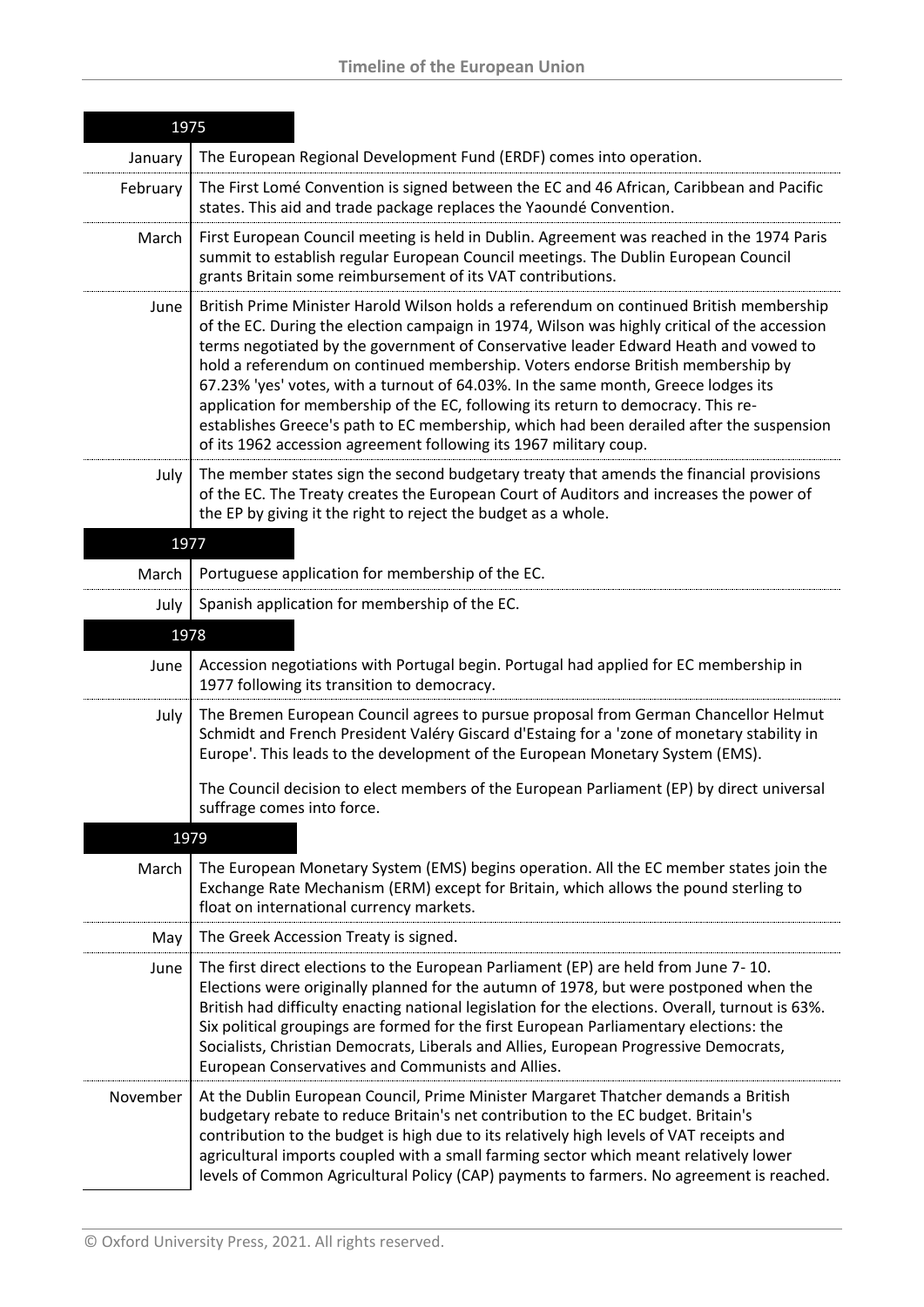| 1975 | |
|---|---|
| January | The European Regional Development Fund (ERDF) comes into operation. |
| February | The First Lomé Convention is signed between the EC and 46 African, Caribbean and Pacific states. This aid and trade package replaces the Yaoundé Convention. |
| March | First European Council meeting is held in Dublin. Agreement was reached in the 1974 Paris summit to establish regular European Council meetings. The Dublin European Council grants Britain some reimbursement of its VAT contributions. |
| June | British Prime Minister Harold Wilson holds a referendum on continued British membership of the EC. During the election campaign in 1974, Wilson was highly critical of the accession terms negotiated by the government of Conservative leader Edward Heath and vowed to hold a referendum on continued membership. Voters endorse British membership by 67.23% 'yes' votes, with a turnout of 64.03%. In the same month, Greece lodges its application for membership of the EC, following its return to democracy. This re-establishes Greece's path to EC membership, which had been derailed after the suspension of its 1962 accession agreement following its 1967 military coup. |
| July | The member states sign the second budgetary treaty that amends the financial provisions of the EC. The Treaty creates the European Court of Auditors and increases the power of the EP by giving it the right to reject the budget as a whole. |
| **1977** | |
| March | Portuguese application for membership of the EC. |
| July | Spanish application for membership of the EC. |
| **1978** | |
| June | Accession negotiations with Portugal begin. Portugal had applied for EC membership in 1977 following its transition to democracy. |
| July | The Bremen European Council agrees to pursue proposal from German Chancellor Helmut Schmidt and French President Valéry Giscard d'Estaing for a 'zone of monetary stability in Europe'. This leads to the development of the European Monetary System (EMS). The Council decision to elect members of the European Parliament (EP) by direct universal suffrage comes into force. |
| **1979** | |
| March | The European Monetary System (EMS) begins operation. All the EC member states join the Exchange Rate Mechanism (ERM) except for Britain, which allows the pound sterling to float on international currency markets. |
| May | The Greek Accession Treaty is signed. |
| June | The first direct elections to the European Parliament (EP) are held from June 7- 10. Elections were originally planned for the autumn of 1978, but were postponed when the British had difficulty enacting national legislation for the elections. Overall, turnout is 63%. Six political groupings are formed for the first European Parliamentary elections: the Socialists, Christian Democrats, Liberals and Allies, European Progressive Democrats, European Conservatives and Communists and Allies. |
| November | At the Dublin European Council, Prime Minister Margaret Thatcher demands a British budgetary rebate to reduce Britain's net contribution to the EC budget. Britain's contribution to the budget is high due to its relatively high levels of VAT receipts and agricultural imports coupled with a small farming sector which meant relatively lower levels of Common Agricultural Policy (CAP) payments to farmers. No agreement is reached. |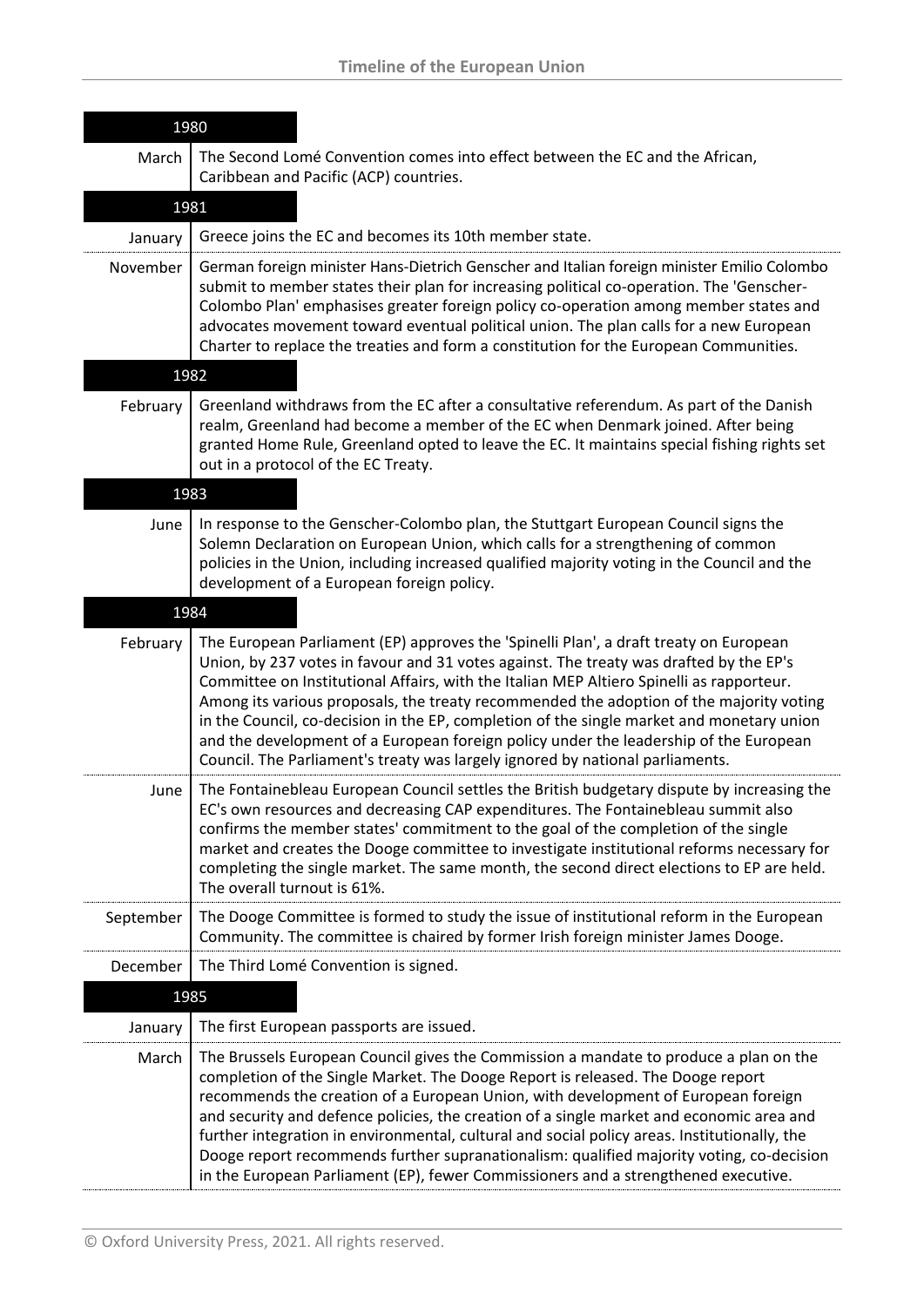| 1980 | |
|---|---|
| March | The Second Lomé Convention comes into effect between the EC and the African, Caribbean and Pacific (ACP) countries. |
| **1981** | |
| January | Greece joins the EC and becomes its 10th member state. |
| November | German foreign minister Hans-Dietrich Genscher and Italian foreign minister Emilio Colombo submit to member states their plan for increasing political co-operation. The 'Genscher-Colombo Plan' emphasises greater foreign policy co-operation among member states and advocates movement toward eventual political union. The plan calls for a new European Charter to replace the treaties and form a constitution for the European Communities. |
| **1982** | |
| February | Greenland withdraws from the EC after a consultative referendum. As part of the Danish realm, Greenland had become a member of the EC when Denmark joined. After being granted Home Rule, Greenland opted to leave the EC. It maintains special fishing rights set out in a protocol of the EC Treaty. |
| **1983** | |
| June | In response to the Genscher-Colombo plan, the Stuttgart European Council signs the Solemn Declaration on European Union, which calls for a strengthening of common policies in the Union, including increased qualified majority voting in the Council and the development of a European foreign policy. |
| **1984** | |
| February | The European Parliament (EP) approves the 'Spinelli Plan', a draft treaty on European Union, by 237 votes in favour and 31 votes against. The treaty was drafted by the EP's Committee on Institutional Affairs, with the Italian MEP Altiero Spinelli as rapporteur. Among its various proposals, the treaty recommended the adoption of the majority voting in the Council, co-decision in the EP, completion of the single market and monetary union and the development of a European foreign policy under the leadership of the European Council. The Parliament's treaty was largely ignored by national parliaments. |
| June | The Fontainebleau European Council settles the British budgetary dispute by increasing the EC's own resources and decreasing CAP expenditures. The Fontainebleau summit also confirms the member states' commitment to the goal of the completion of the single market and creates the Dooge committee to investigate institutional reforms necessary for completing the single market. The same month, the second direct elections to EP are held. The overall turnout is 61%. |
| September | The Dooge Committee is formed to study the issue of institutional reform in the European Community. The committee is chaired by former Irish foreign minister James Dooge. |
| December | The Third Lomé Convention is signed. |
| **1985** | |
| January | The first European passports are issued. |
| March | The Brussels European Council gives the Commission a mandate to produce a plan on the completion of the Single Market. The Dooge Report is released. The Dooge report recommends the creation of a European Union, with development of European foreign and security and defence policies, the creation of a single market and economic area and further integration in environmental, cultural and social policy areas. Institutionally, the Dooge report recommends further supranationalism: qualified majority voting, co-decision in the European Parliament (EP), fewer Commissioners and a strengthened executive. |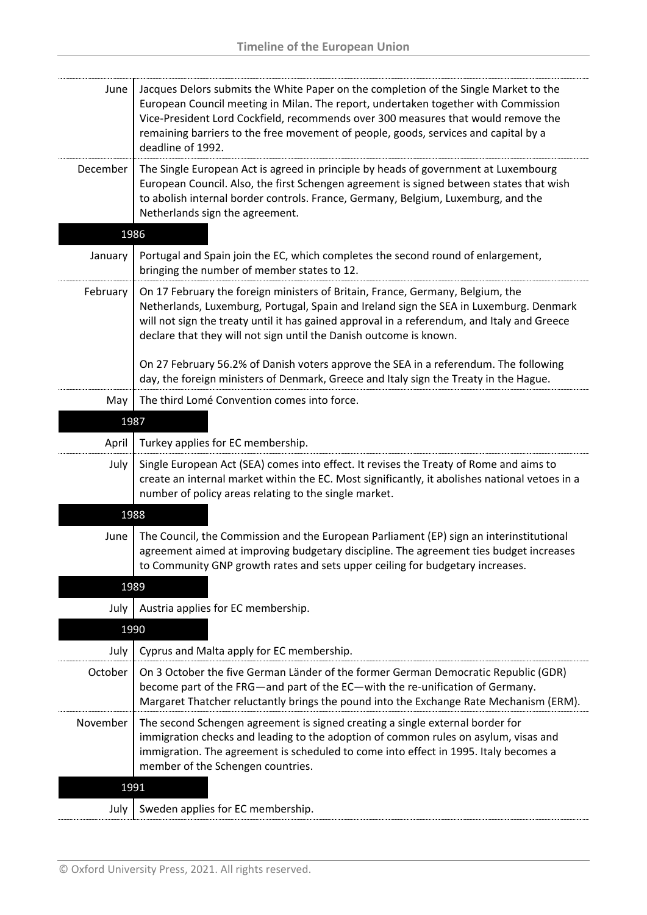| | |
|---|---|
| June | Jacques Delors submits the White Paper on the completion of the Single Market to the European Council meeting in Milan. The report, undertaken together with Commission Vice-President Lord Cockfield, recommends over 300 measures that would remove the remaining barriers to the free movement of people, goods, services and capital by a deadline of 1992. |
| December | The Single European Act is agreed in principle by heads of government at Luxembourg European Council. Also, the first Schengen agreement is signed between states that wish to abolish internal border controls. France, Germany, Belgium, Luxemburg, and the Netherlands sign the agreement. |
| **1986** | |
| January | Portugal and Spain join the EC, which completes the second round of enlargement, bringing the number of member states to 12. |
| February | On 17 February the foreign ministers of Britain, France, Germany, Belgium, the Netherlands, Luxemburg, Portugal, Spain and Ireland sign the SEA in Luxemburg. Denmark will not sign the treaty until it has gained approval in a referendum, and Italy and Greece declare that they will not sign until the Danish outcome is known.<br><br>On 27 February 56.2% of Danish voters approve the SEA in a referendum. The following day, the foreign ministers of Denmark, Greece and Italy sign the Treaty in the Hague. |
| May | The third Lomé Convention comes into force. |
| **1987** | |
| April | Turkey applies for EC membership. |
| July | Single European Act (SEA) comes into effect. It revises the Treaty of Rome and aims to create an internal market within the EC. Most significantly, it abolishes national vetoes in a number of policy areas relating to the single market. |
| **1988** | |
| June | The Council, the Commission and the European Parliament (EP) sign an interinstitutional agreement aimed at improving budgetary discipline. The agreement ties budget increases to Community GNP growth rates and sets upper ceiling for budgetary increases. |
| **1989** | |
| July | Austria applies for EC membership. |
| **1990** | |
| July | Cyprus and Malta apply for EC membership. |
| October | On 3 October the five German Länder of the former German Democratic Republic (GDR) become part of the FRG—and part of the EC—with the re-unification of Germany. Margaret Thatcher reluctantly brings the pound into the Exchange Rate Mechanism (ERM). |
| November | The second Schengen agreement is signed creating a single external border for immigration checks and leading to the adoption of common rules on asylum, visas and immigration. The agreement is scheduled to come into effect in 1995. Italy becomes a member of the Schengen countries. |
| **1991** | |
| July | Sweden applies for EC membership. |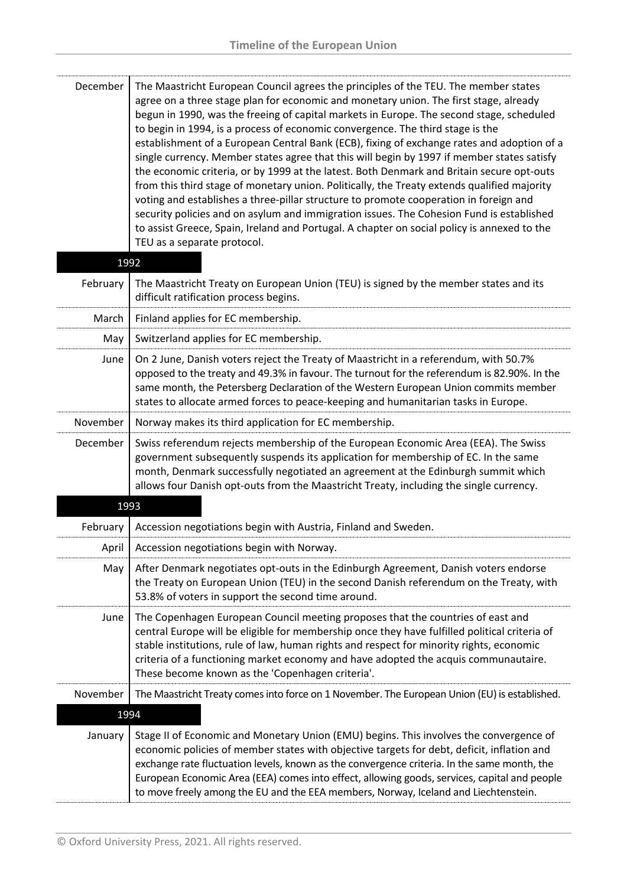| | |
|---|---|
| December | The Maastricht European Council agrees the principles of the TEU. The member states agree on a three stage plan for economic and monetary union. The first stage, already begun in 1990, was the freeing of capital markets in Europe. The second stage, scheduled to begin in 1994, is a process of economic convergence. The third stage is the establishment of a European Central Bank (ECB), fixing of exchange rates and adoption of a single currency. Member states agree that this will begin by 1997 if member states satisfy the economic criteria, or by 1999 at the latest. Both Denmark and Britain secure opt-outs from this third stage of monetary union. Politically, the Treaty extends qualified majority voting and establishes a three-pillar structure to promote cooperation in foreign and security policies and on asylum and immigration issues. The Cohesion Fund is established to assist Greece, Spain, Ireland and Portugal. A chapter on social policy is annexed to the TEU as a separate protocol. |

## 1992

| | |
|---|---|
| February | The Maastricht Treaty on European Union (TEU) is signed by the member states and its difficult ratification process begins. |
| March | Finland applies for EC membership. |
| May | Switzerland applies for EC membership. |
| June | On 2 June, Danish voters reject the Treaty of Maastricht in a referendum, with 50.7% opposed to the treaty and 49.3% in favour. The turnout for the referendum is 82.90%. In the same month, the Petersberg Declaration of the Western European Union commits member states to allocate armed forces to peace-keeping and humanitarian tasks in Europe. |
| November | Norway makes its third application for EC membership. |
| December | Swiss referendum rejects membership of the European Economic Area (EEA). The Swiss government subsequently suspends its application for membership of EC. In the same month, Denmark successfully negotiated an agreement at the Edinburgh summit which allows four Danish opt-outs from the Maastricht Treaty, including the single currency. |

## 1993

| | |
|---|---|
| February | Accession negotiations begin with Austria, Finland and Sweden. |
| April | Accession negotiations begin with Norway. |
| May | After Denmark negotiates opt-outs in the Edinburgh Agreement, Danish voters endorse the Treaty on European Union (TEU) in the second Danish referendum on the Treaty, with 53.8% of voters in support the second time around. |
| June | The Copenhagen European Council meeting proposes that the countries of east and central Europe will be eligible for membership once they have fulfilled political criteria of stable institutions, rule of law, human rights and respect for minority rights, economic criteria of a functioning market economy and have adopted the acquis communautaire. These become known as the 'Copenhagen criteria'. |
| November | The Maastricht Treaty comes into force on 1 November. The European Union (EU) is established. |

## 1994

| | |
|---|---|
| January | Stage II of Economic and Monetary Union (EMU) begins. This involves the convergence of economic policies of member states with objective targets for debt, deficit, inflation and exchange rate fluctuation levels, known as the convergence criteria. In the same month, the European Economic Area (EEA) comes into effect, allowing goods, services, capital and people to move freely among the EU and the EEA members, Norway, Iceland and Liechtenstein. |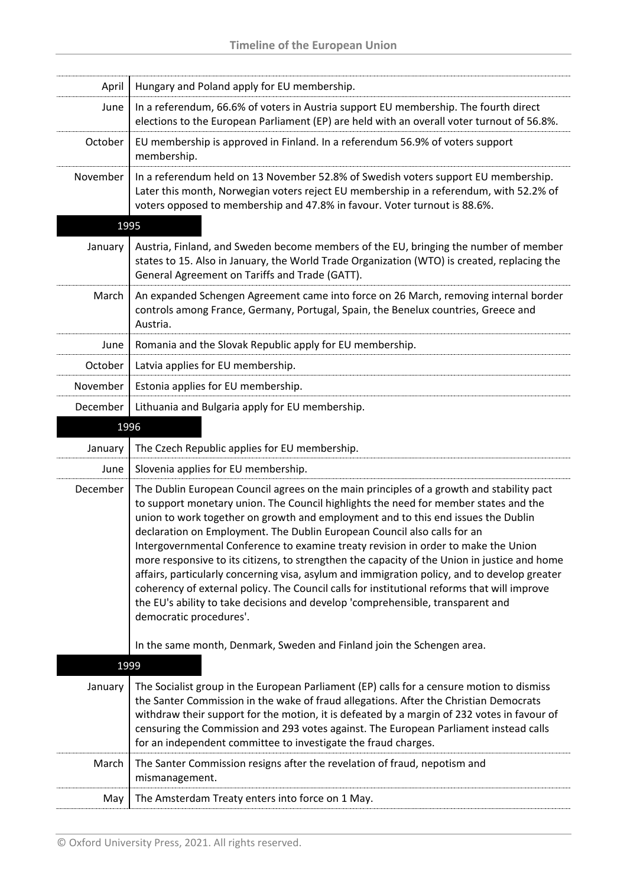| | |
|---|---|
| April | Hungary and Poland apply for EU membership. |
| June | In a referendum, 66.6% of voters in Austria support EU membership. The fourth direct elections to the European Parliament (EP) are held with an overall voter turnout of 56.8%. |
| October | EU membership is approved in Finland. In a referendum 56.9% of voters support membership. |
| November | In a referendum held on 13 November 52.8% of Swedish voters support EU membership. Later this month, Norwegian voters reject EU membership in a referendum, with 52.2% of voters opposed to membership and 47.8% in favour. Voter turnout is 88.6%. |

## 1995

| | |
|---|---|
| January | Austria, Finland, and Sweden become members of the EU, bringing the number of member states to 15. Also in January, the World Trade Organization (WTO) is created, replacing the General Agreement on Tariffs and Trade (GATT). |
| March | An expanded Schengen Agreement came into force on 26 March, removing internal border controls among France, Germany, Portugal, Spain, the Benelux countries, Greece and Austria. |
| June | Romania and the Slovak Republic apply for EU membership. |
| October | Latvia applies for EU membership. |
| November | Estonia applies for EU membership. |
| December | Lithuania and Bulgaria apply for EU membership. |

## 1996

| | |
|---|---|
| January | The Czech Republic applies for EU membership. |
| June | Slovenia applies for EU membership. |
| December | The Dublin European Council agrees on the main principles of a growth and stability pact to support monetary union. The Council highlights the need for member states and the union to work together on growth and employment and to this end issues the Dublin declaration on Employment. The Dublin European Council also calls for an Intergovernmental Conference to examine treaty revision in order to make the Union more responsive to its citizens, to strengthen the capacity of the Union in justice and home affairs, particularly concerning visa, asylum and immigration policy, and to develop greater coherency of external policy. The Council calls for institutional reforms that will improve the EU's ability to take decisions and develop 'comprehensible, transparent and democratic procedures'. In the same month, Denmark, Sweden and Finland join the Schengen area. |

## 1999

| | |
|---|---|
| January | The Socialist group in the European Parliament (EP) calls for a censure motion to dismiss the Santer Commission in the wake of fraud allegations. After the Christian Democrats withdraw their support for the motion, it is defeated by a margin of 232 votes in favour of censuring the Commission and 293 votes against. The European Parliament instead calls for an independent committee to investigate the fraud charges. |
| March | The Santer Commission resigns after the revelation of fraud, nepotism and mismanagement. |
| May | The Amsterdam Treaty enters into force on 1 May. |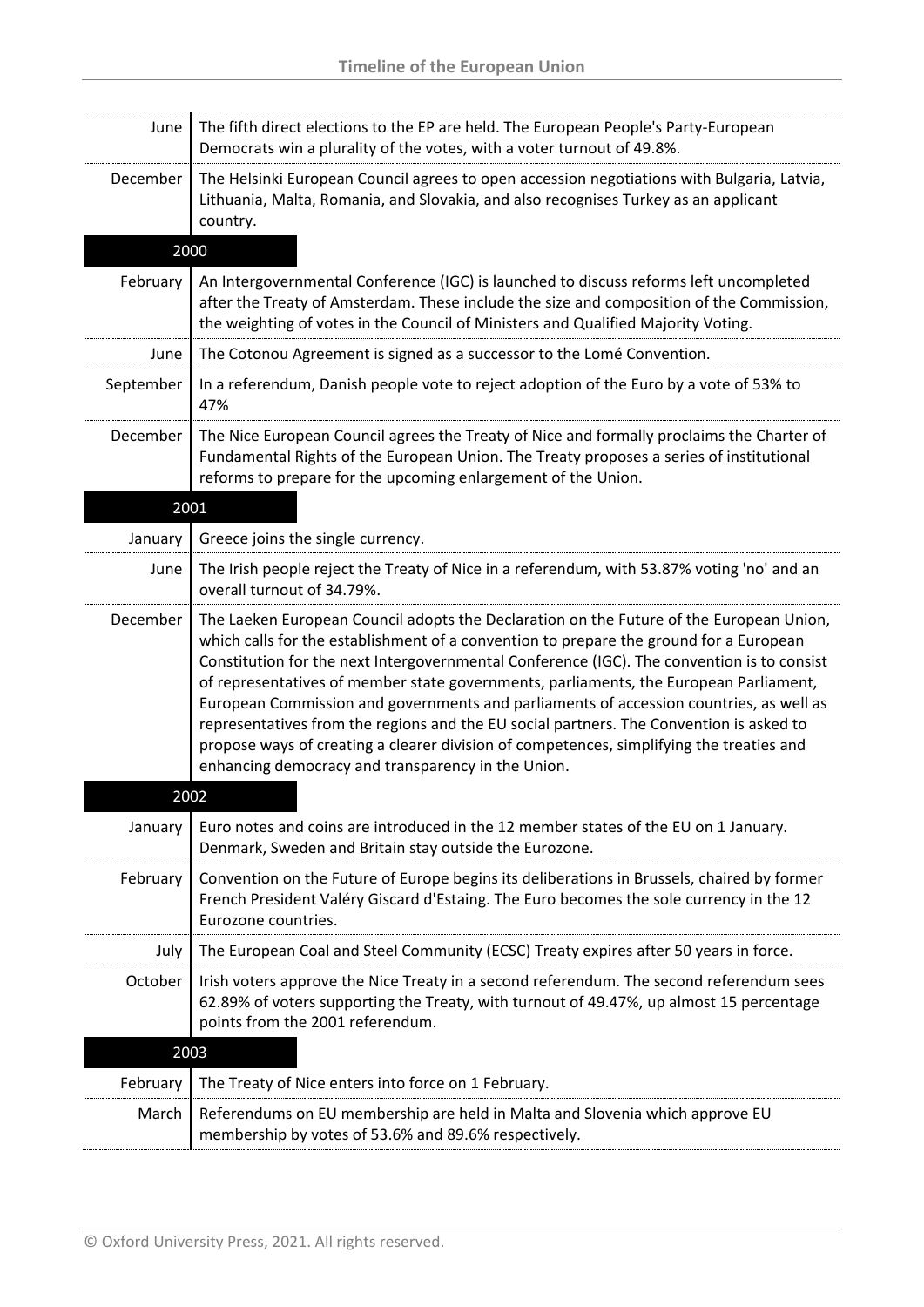| | |
|---|---|
| June | The fifth direct elections to the EP are held. The European People's Party-European Democrats win a plurality of the votes, with a voter turnout of 49.8%. |
| December | The Helsinki European Council agrees to open accession negotiations with Bulgaria, Latvia, Lithuania, Malta, Romania, and Slovakia, and also recognises Turkey as an applicant country. |
| **2000** | |
| February | An Intergovernmental Conference (IGC) is launched to discuss reforms left uncompleted after the Treaty of Amsterdam. These include the size and composition of the Commission, the weighting of votes in the Council of Ministers and Qualified Majority Voting. |
| June | The Cotonou Agreement is signed as a successor to the Lomé Convention. |
| September | In a referendum, Danish people vote to reject adoption of the Euro by a vote of 53% to 47% |
| December | The Nice European Council agrees the Treaty of Nice and formally proclaims the Charter of Fundamental Rights of the European Union. The Treaty proposes a series of institutional reforms to prepare for the upcoming enlargement of the Union. |
| **2001** | |
| January | Greece joins the single currency. |
| June | The Irish people reject the Treaty of Nice in a referendum, with 53.87% voting 'no' and an overall turnout of 34.79%. |
| December | The Laeken European Council adopts the Declaration on the Future of the European Union, which calls for the establishment of a convention to prepare the ground for a European Constitution for the next Intergovernmental Conference (IGC). The convention is to consist of representatives of member state governments, parliaments, the European Parliament, European Commission and governments and parliaments of accession countries, as well as representatives from the regions and the EU social partners. The Convention is asked to propose ways of creating a clearer division of competences, simplifying the treaties and enhancing democracy and transparency in the Union. |
| **2002** | |
| January | Euro notes and coins are introduced in the 12 member states of the EU on 1 January. Denmark, Sweden and Britain stay outside the Eurozone. |
| February | Convention on the Future of Europe begins its deliberations in Brussels, chaired by former French President Valéry Giscard d'Estaing. The Euro becomes the sole currency in the 12 Eurozone countries. |
| July | The European Coal and Steel Community (ECSC) Treaty expires after 50 years in force. |
| October | Irish voters approve the Nice Treaty in a second referendum. The second referendum sees 62.89% of voters supporting the Treaty, with turnout of 49.47%, up almost 15 percentage points from the 2001 referendum. |
| **2003** | |
| February | The Treaty of Nice enters into force on 1 February. |
| March | Referendums on EU membership are held in Malta and Slovenia which approve EU membership by votes of 53.6% and 89.6% respectively. |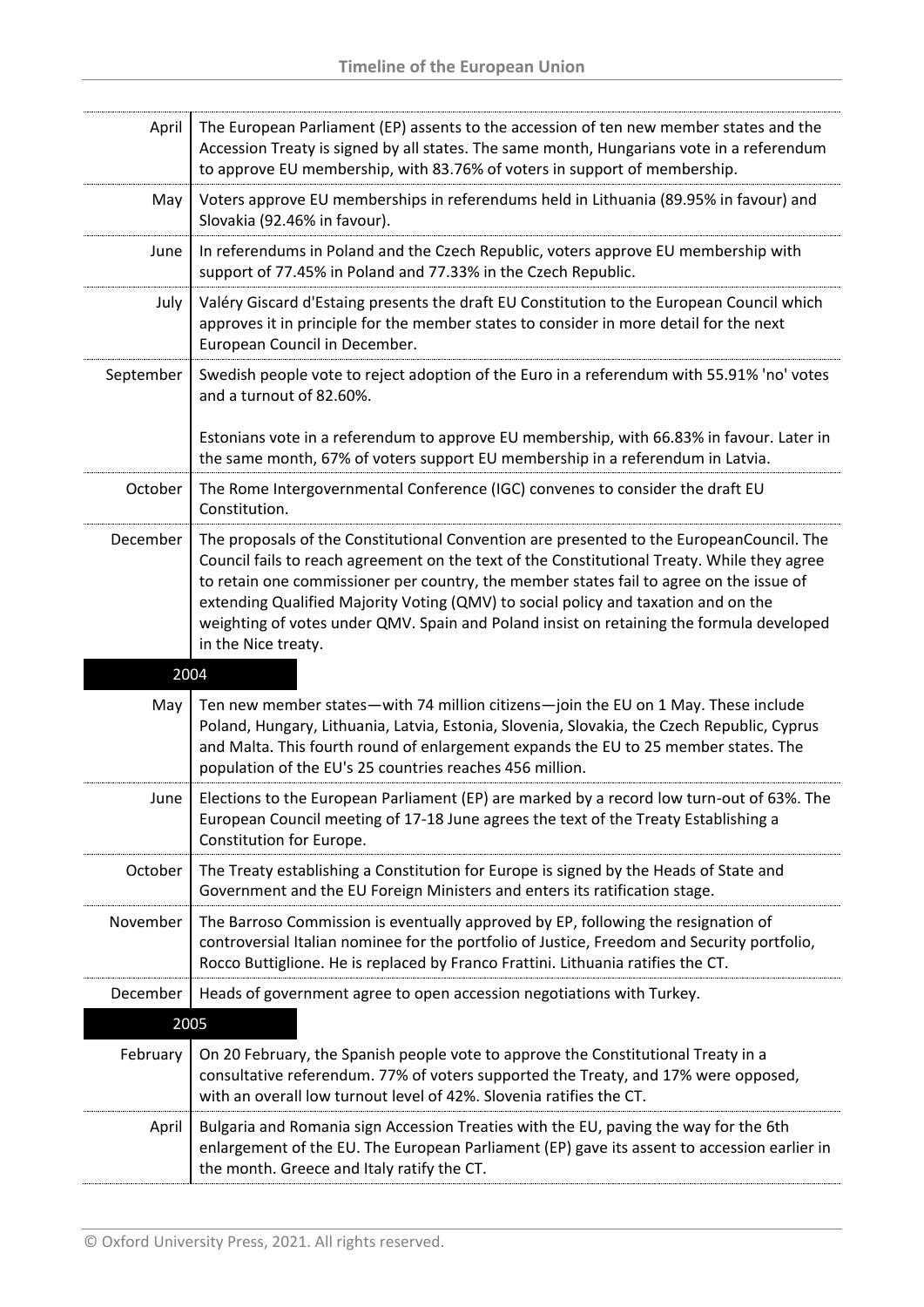| | |
|---|---|
| April | The European Parliament (EP) assents to the accession of ten new member states and the Accession Treaty is signed by all states. The same month, Hungarians vote in a referendum to approve EU membership, with 83.76% of voters in support of membership. |
| May | Voters approve EU memberships in referendums held in Lithuania (89.95% in favour) and Slovakia (92.46% in favour). |
| June | In referendums in Poland and the Czech Republic, voters approve EU membership with support of 77.45% in Poland and 77.33% in the Czech Republic. |
| July | Valéry Giscard d'Estaing presents the draft EU Constitution to the European Council which approves it in principle for the member states to consider in more detail for the next European Council in December. |
| September | Swedish people vote to reject adoption of the Euro in a referendum with 55.91% 'no' votes and a turnout of 82.60%.<br><br>Estonians vote in a referendum to approve EU membership, with 66.83% in favour. Later in the same month, 67% of voters support EU membership in a referendum in Latvia. |
| October | The Rome Intergovernmental Conference (IGC) convenes to consider the draft EU Constitution. |
| December | The proposals of the Constitutional Convention are presented to the EuropeanCouncil. The Council fails to reach agreement on the text of the Constitutional Treaty. While they agree to retain one commissioner per country, the member states fail to agree on the issue of extending Qualified Majority Voting (QMV) to social policy and taxation and on the weighting of votes under QMV. Spain and Poland insist on retaining the formula developed in the Nice treaty. |
| **2004** | |
| May | Ten new member states—with 74 million citizens—join the EU on 1 May. These include Poland, Hungary, Lithuania, Latvia, Estonia, Slovenia, Slovakia, the Czech Republic, Cyprus and Malta. This fourth round of enlargement expands the EU to 25 member states. The population of the EU's 25 countries reaches 456 million. |
| June | Elections to the European Parliament (EP) are marked by a record low turn-out of 63%. The European Council meeting of 17-18 June agrees the text of the Treaty Establishing a Constitution for Europe. |
| October | The Treaty establishing a Constitution for Europe is signed by the Heads of State and Government and the EU Foreign Ministers and enters its ratification stage. |
| November | The Barroso Commission is eventually approved by EP, following the resignation of controversial Italian nominee for the portfolio of Justice, Freedom and Security portfolio, Rocco Buttiglione. He is replaced by Franco Frattini. Lithuania ratifies the CT. |
| December | Heads of government agree to open accession negotiations with Turkey. |
| **2005** | |
| February | On 20 February, the Spanish people vote to approve the Constitutional Treaty in a consultative referendum. 77% of voters supported the Treaty, and 17% were opposed, with an overall low turnout level of 42%. Slovenia ratifies the CT. |
| April | Bulgaria and Romania sign Accession Treaties with the EU, paving the way for the 6th enlargement of the EU. The European Parliament (EP) gave its assent to accession earlier in the month. Greece and Italy ratify the CT. |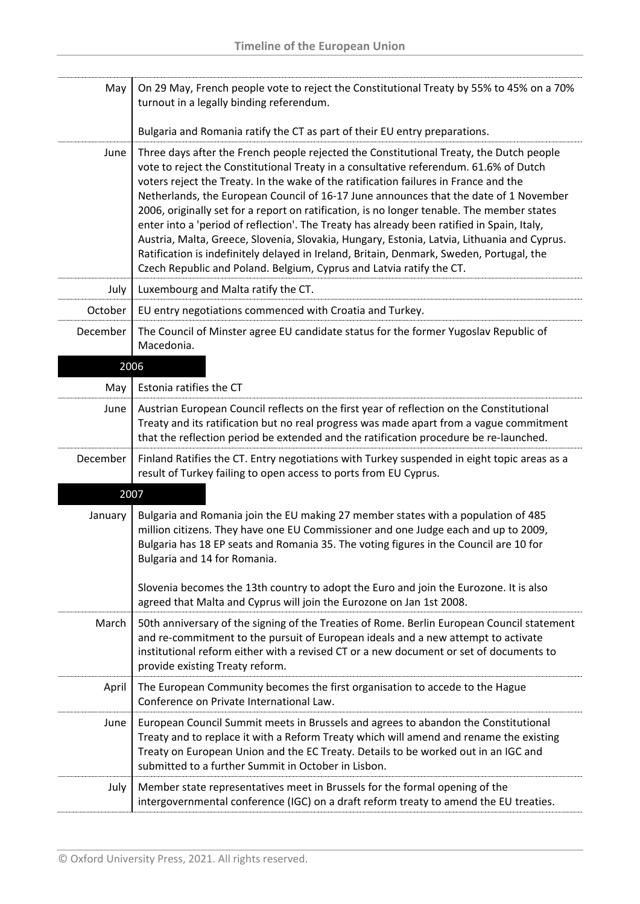| | |
|---|---|
| May | On 29 May, French people vote to reject the Constitutional Treaty by 55% to 45% on a 70% turnout in a legally binding referendum.<br><br>Bulgaria and Romania ratify the CT as part of their EU entry preparations. |
| June | Three days after the French people rejected the Constitutional Treaty, the Dutch people vote to reject the Constitutional Treaty in a consultative referendum. 61.6% of Dutch voters reject the Treaty. In the wake of the ratification failures in France and the Netherlands, the European Council of 16-17 June announces that the date of 1 November 2006, originally set for a report on ratification, is no longer tenable. The member states enter into a 'period of reflection'. The Treaty has already been ratified in Spain, Italy, Austria, Malta, Greece, Slovenia, Slovakia, Hungary, Estonia, Latvia, Lithuania and Cyprus. Ratification is indefinitely delayed in Ireland, Britain, Denmark, Sweden, Portugal, the Czech Republic and Poland. Belgium, Cyprus and Latvia ratify the CT. |
| July | Luxembourg and Malta ratify the CT. |
| October | EU entry negotiations commenced with Croatia and Turkey. |
| December | The Council of Minster agree EU candidate status for the former Yugoslav Republic of Macedonia. |
| **2006** | |
| May | Estonia ratifies the CT |
| June | Austrian European Council reflects on the first year of reflection on the Constitutional Treaty and its ratification but no real progress was made apart from a vague commitment that the reflection period be extended and the ratification procedure be re-launched. |
| December | Finland Ratifies the CT. Entry negotiations with Turkey suspended in eight topic areas as a result of Turkey failing to open access to ports from EU Cyprus. |
| **2007** | |
| January | Bulgaria and Romania join the EU making 27 member states with a population of 485 million citizens. They have one EU Commissioner and one Judge each and up to 2009, Bulgaria has 18 EP seats and Romania 35. The voting figures in the Council are 10 for Bulgaria and 14 for Romania.<br><br>Slovenia becomes the 13th country to adopt the Euro and join the Eurozone. It is also agreed that Malta and Cyprus will join the Eurozone on Jan 1st 2008. |
| March | 50th anniversary of the signing of the Treaties of Rome. Berlin European Council statement and re-commitment to the pursuit of European ideals and a new attempt to activate institutional reform either with a revised CT or a new document or set of documents to provide existing Treaty reform. |
| April | The European Community becomes the first organisation to accede to the Hague Conference on Private International Law. |
| June | European Council Summit meets in Brussels and agrees to abandon the Constitutional Treaty and to replace it with a Reform Treaty which will amend and rename the existing Treaty on European Union and the EC Treaty. Details to be worked out in an IGC and submitted to a further Summit in October in Lisbon. |
| July | Member state representatives meet in Brussels for the formal opening of the intergovernmental conference (IGC) on a draft reform treaty to amend the EU treaties. |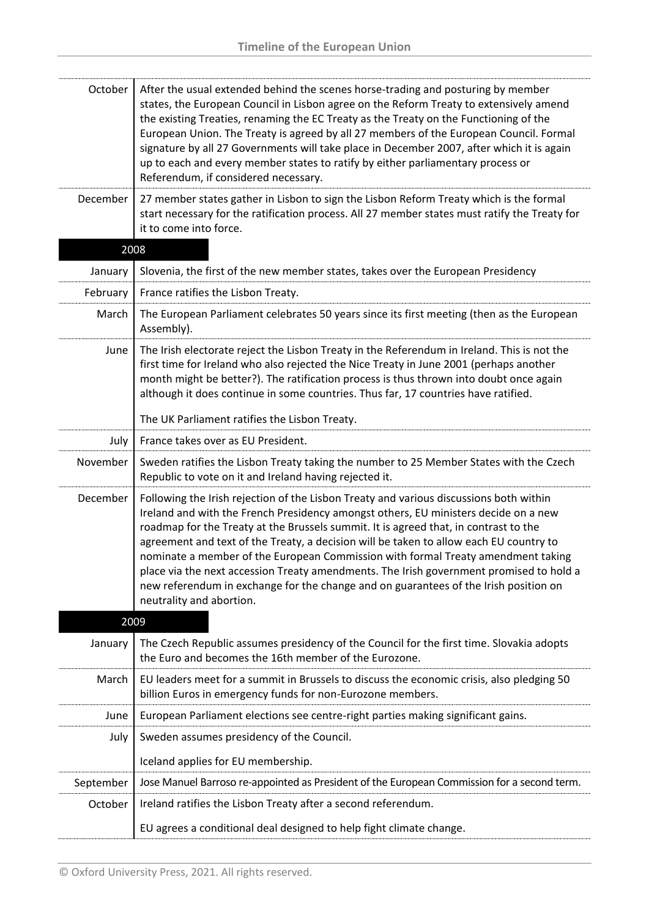| | |
|---|---|
| October | After the usual extended behind the scenes horse-trading and posturing by member states, the European Council in Lisbon agree on the Reform Treaty to extensively amend the existing Treaties, renaming the EC Treaty as the Treaty on the Functioning of the European Union. The Treaty is agreed by all 27 members of the European Council. Formal signature by all 27 Governments will take place in December 2007, after which it is again up to each and every member states to ratify by either parliamentary process or Referendum, if considered necessary. |
| December | 27 member states gather in Lisbon to sign the Lisbon Reform Treaty which is the formal start necessary for the ratification process. All 27 member states must ratify the Treaty for it to come into force. |
| **2008** | |
| January | Slovenia, the first of the new member states, takes over the European Presidency |
| February | France ratifies the Lisbon Treaty. |
| March | The European Parliament celebrates 50 years since its first meeting (then as the European Assembly). |
| June | The Irish electorate reject the Lisbon Treaty in the Referendum in Ireland. This is not the first time for Ireland who also rejected the Nice Treaty in June 2001 (perhaps another month might be better?). The ratification process is thus thrown into doubt once again although it does continue in some countries. Thus far, 17 countries have ratified.<br><br>The UK Parliament ratifies the Lisbon Treaty. |
| July | France takes over as EU President. |
| November | Sweden ratifies the Lisbon Treaty taking the number to 25 Member States with the Czech Republic to vote on it and Ireland having rejected it. |
| December | Following the Irish rejection of the Lisbon Treaty and various discussions both within Ireland and with the French Presidency amongst others, EU ministers decide on a new roadmap for the Treaty at the Brussels summit. It is agreed that, in contrast to the agreement and text of the Treaty, a decision will be taken to allow each EU country to nominate a member of the European Commission with formal Treaty amendment taking place via the next accession Treaty amendments. The Irish government promised to hold a new referendum in exchange for the change and on guarantees of the Irish position on neutrality and abortion. |
| **2009** | |
| January | The Czech Republic assumes presidency of the Council for the first time. Slovakia adopts the Euro and becomes the 16th member of the Eurozone. |
| March | EU leaders meet for a summit in Brussels to discuss the economic crisis, also pledging 50 billion Euros in emergency funds for non-Eurozone members. |
| June | European Parliament elections see centre-right parties making significant gains. |
| July | Sweden assumes presidency of the Council.<br><br>Iceland applies for EU membership. |
| September | Jose Manuel Barroso re-appointed as President of the European Commission for a second term. |
| October | Ireland ratifies the Lisbon Treaty after a second referendum.<br><br>EU agrees a conditional deal designed to help fight climate change. |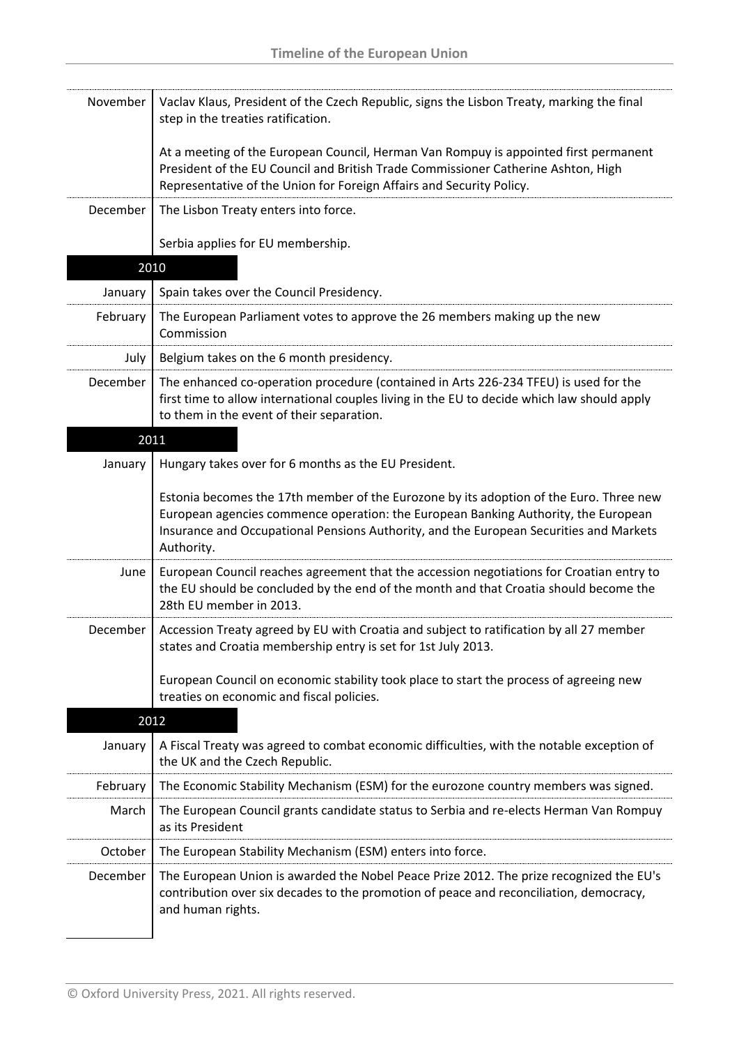| | |
|---|---|
| November | Vaclav Klaus, President of the Czech Republic, signs the Lisbon Treaty, marking the final step in the treaties ratification.<br><br>At a meeting of the European Council, Herman Van Rompuy is appointed first permanent President of the EU Council and British Trade Commissioner Catherine Ashton, High Representative of the Union for Foreign Affairs and Security Policy. |
| December | The Lisbon Treaty enters into force.<br><br>Serbia applies for EU membership. |
| **2010** | |
| January | Spain takes over the Council Presidency. |
| February | The European Parliament votes to approve the 26 members making up the new Commission |
| July | Belgium takes on the 6 month presidency. |
| December | The enhanced co-operation procedure (contained in Arts 226-234 TFEU) is used for the first time to allow international couples living in the EU to decide which law should apply to them in the event of their separation. |
| **2011** | |
| January | Hungary takes over for 6 months as the EU President.<br><br>Estonia becomes the 17th member of the Eurozone by its adoption of the Euro. Three new European agencies commence operation: the European Banking Authority, the European Insurance and Occupational Pensions Authority, and the European Securities and Markets Authority. |
| June | European Council reaches agreement that the accession negotiations for Croatian entry to the EU should be concluded by the end of the month and that Croatia should become the 28th EU member in 2013. |
| December | Accession Treaty agreed by EU with Croatia and subject to ratification by all 27 member states and Croatia membership entry is set for 1st July 2013.<br><br>European Council on economic stability took place to start the process of agreeing new treaties on economic and fiscal policies. |
| **2012** | |
| January | A Fiscal Treaty was agreed to combat economic difficulties, with the notable exception of the UK and the Czech Republic. |
| February | The Economic Stability Mechanism (ESM) for the eurozone country members was signed. |
| March | The European Council grants candidate status to Serbia and re-elects Herman Van Rompuy as its President |
| October | The European Stability Mechanism (ESM) enters into force. |
| December | The European Union is awarded the Nobel Peace Prize 2012. The prize recognized the EU's contribution over six decades to the promotion of peace and reconciliation, democracy, and human rights. |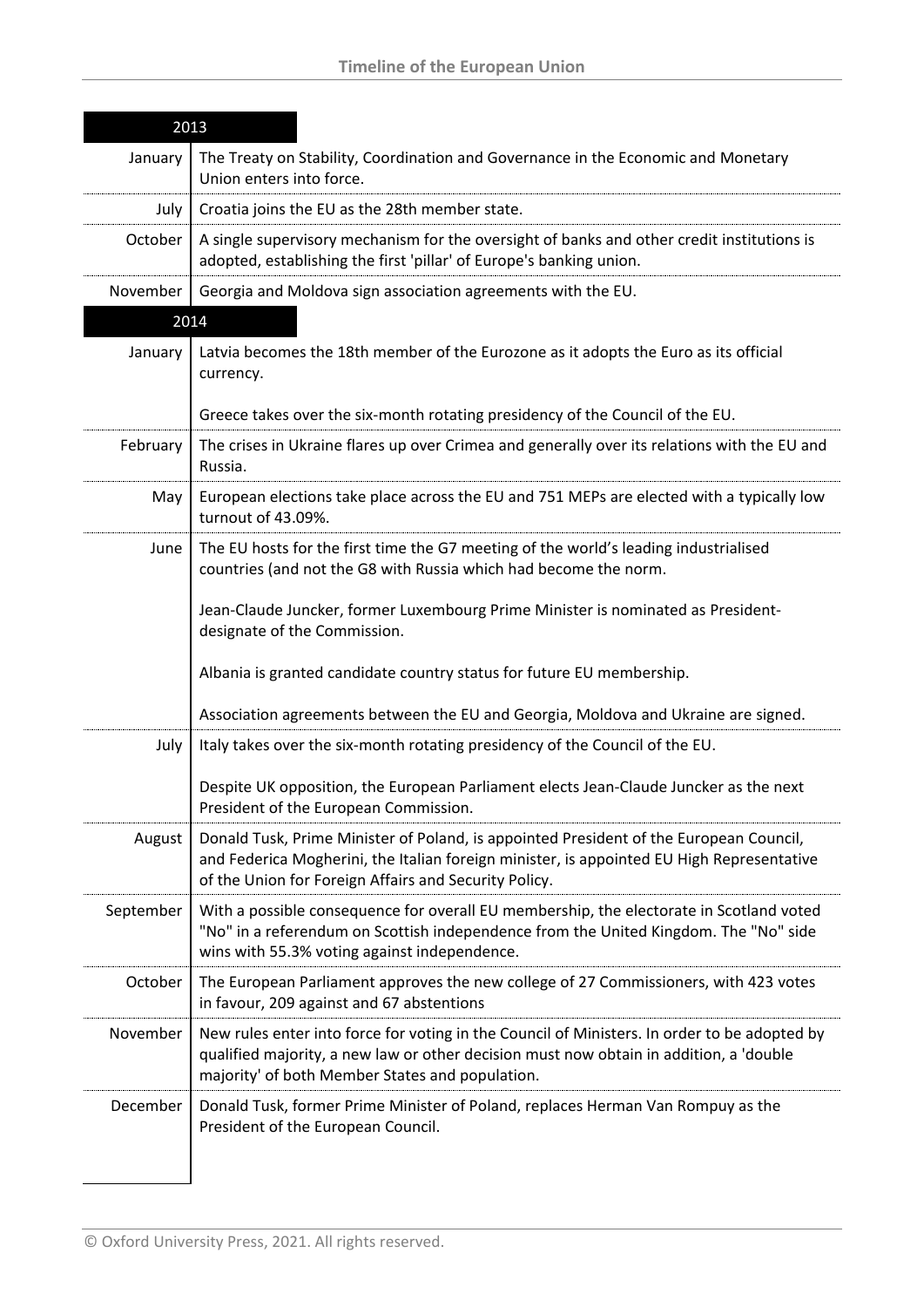## 2013

| | |
|---|---|
| January | The Treaty on Stability, Coordination and Governance in the Economic and Monetary Union enters into force. |
| July | Croatia joins the EU as the 28th member state. |
| October | A single supervisory mechanism for the oversight of banks and other credit institutions is adopted, establishing the first 'pillar' of Europe's banking union. |
| November | Georgia and Moldova sign association agreements with the EU. |

## 2014

| | |
|---|---|
| January | Latvia becomes the 18th member of the Eurozone as it adopts the Euro as its official currency.<br><br>Greece takes over the six-month rotating presidency of the Council of the EU. |
| February | The crises in Ukraine flares up over Crimea and generally over its relations with the EU and Russia. |
| May | European elections take place across the EU and 751 MEPs are elected with a typically low turnout of 43.09%. |
| June | The EU hosts for the first time the G7 meeting of the world's leading industrialised countries (and not the G8 with Russia which had become the norm.<br><br>Jean-Claude Juncker, former Luxembourg Prime Minister is nominated as President-designate of the Commission.<br><br>Albania is granted candidate country status for future EU membership.<br><br>Association agreements between the EU and Georgia, Moldova and Ukraine are signed. |
| July | Italy takes over the six-month rotating presidency of the Council of the EU.<br><br>Despite UK opposition, the European Parliament elects Jean-Claude Juncker as the next President of the European Commission. |
| August | Donald Tusk, Prime Minister of Poland, is appointed President of the European Council, and Federica Mogherini, the Italian foreign minister, is appointed EU High Representative of the Union for Foreign Affairs and Security Policy. |
| September | With a possible consequence for overall EU membership, the electorate in Scotland voted "No" in a referendum on Scottish independence from the United Kingdom. The "No" side wins with 55.3% voting against independence. |
| October | The European Parliament approves the new college of 27 Commissioners, with 423 votes in favour, 209 against and 67 abstentions |
| November | New rules enter into force for voting in the Council of Ministers. In order to be adopted by qualified majority, a new law or other decision must now obtain in addition, a 'double majority' of both Member States and population. |
| December | Donald Tusk, former Prime Minister of Poland, replaces Herman Van Rompuy as the President of the European Council. |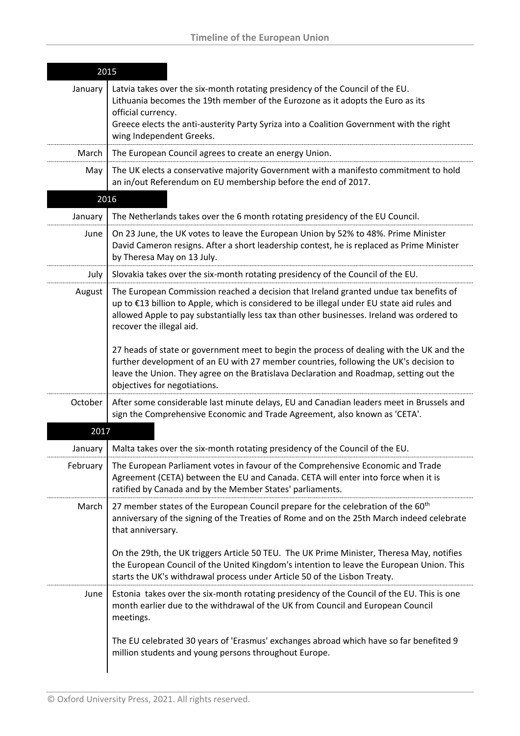## 2015

| | |
|---|---|
| January | Latvia takes over the six-month rotating presidency of the Council of the EU.<br>Lithuania becomes the 19th member of the Eurozone as it adopts the Euro as its official currency.<br>Greece elects the anti-austerity Party Syriza into a Coalition Government with the right wing Independent Greeks. |
| March | The European Council agrees to create an energy Union. |
| May | The UK elects a conservative majority Government with a manifesto commitment to hold an in/out Referendum on EU membership before the end of 2017. |

## 2016

| | |
|---|---|
| January | The Netherlands takes over the 6 month rotating presidency of the EU Council. |
| June | On 23 June, the UK votes to leave the European Union by 52% to 48%. Prime Minister David Cameron resigns. After a short leadership contest, he is replaced as Prime Minister by Theresa May on 13 July. |
| July | Slovakia takes over the six-month rotating presidency of the Council of the EU. |
| August | The European Commission reached a decision that Ireland granted undue tax benefits of up to €13 billion to Apple, which is considered to be illegal under EU state aid rules and allowed Apple to pay substantially less tax than other businesses. Ireland was ordered to recover the illegal aid.<br><br>27 heads of state or government meet to begin the process of dealing with the UK and the further development of an EU with 27 member countries, following the UK's decision to leave the Union. They agree on the Bratislava Declaration and Roadmap, setting out the objectives for negotiations. |
| October | After some considerable last minute delays, EU and Canadian leaders meet in Brussels and sign the Comprehensive Economic and Trade Agreement, also known as 'CETA'. |

## 2017

| | |
|---|---|
| January | Malta takes over the six-month rotating presidency of the Council of the EU. |
| February | The European Parliament votes in favour of the Comprehensive Economic and Trade Agreement (CETA) between the EU and Canada. CETA will enter into force when it is ratified by Canada and by the Member States' parliaments. |
| March | 27 member states of the European Council prepare for the celebration of the 60th anniversary of the signing of the Treaties of Rome and on the 25th March indeed celebrate that anniversary.<br><br>On the 29th, the UK triggers Article 50 TEU. The UK Prime Minister, Theresa May, notifies the European Council of the United Kingdom's intention to leave the European Union. This starts the UK's withdrawal process under Article 50 of the Lisbon Treaty. |
| June | Estonia takes over the six-month rotating presidency of the Council of the EU. This is one month earlier due to the withdrawal of the UK from Council and European Council meetings.<br><br>The EU celebrated 30 years of 'Erasmus' exchanges abroad which have so far benefited 9 million students and young persons throughout Europe. |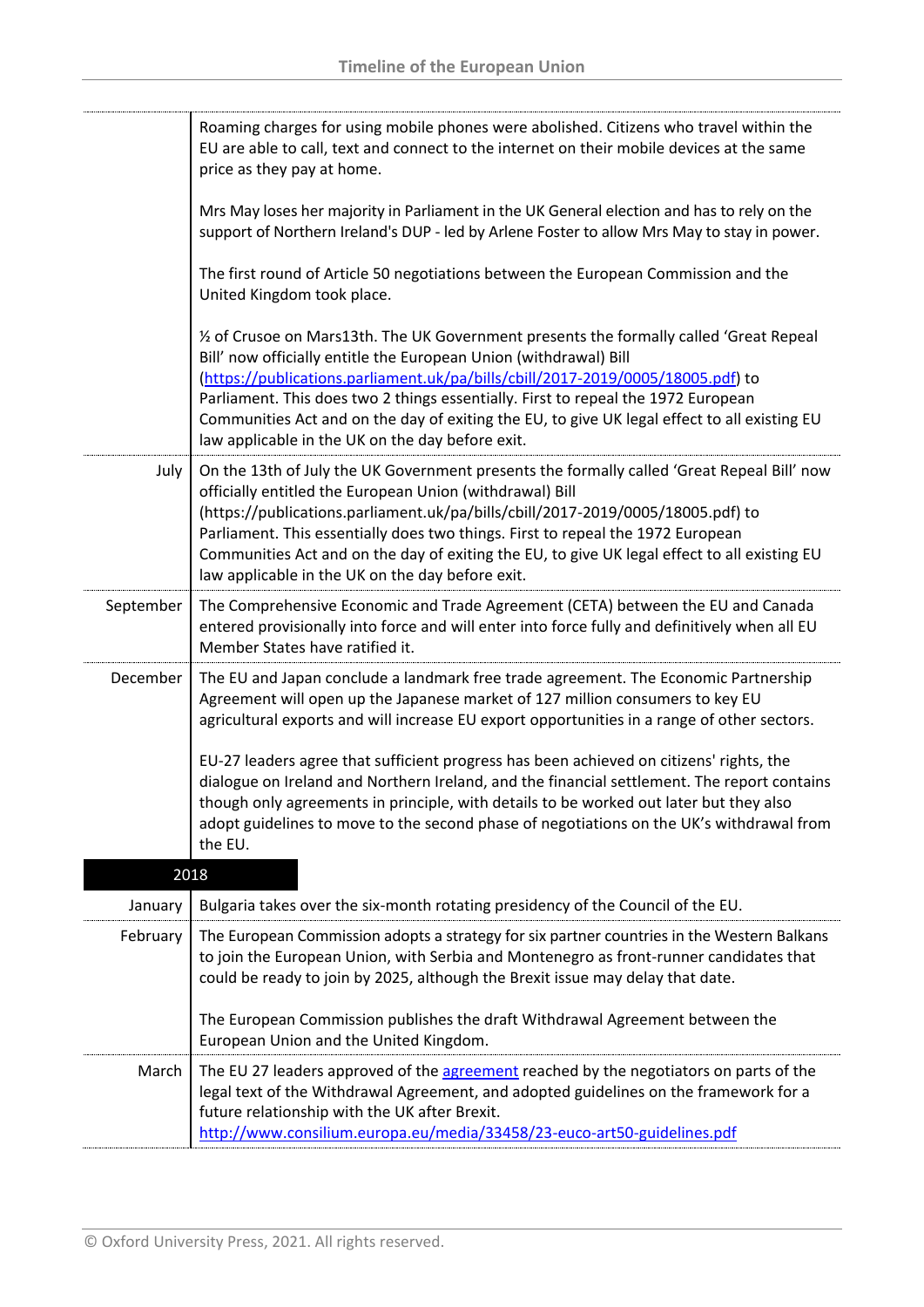| | |
|---|---|
| | Roaming charges for using mobile phones were abolished. Citizens who travel within the EU are able to call, text and connect to the internet on their mobile devices at the same price as they pay at home.<br><br>Mrs May loses her majority in Parliament in the UK General election and has to rely on the support of Northern Ireland's DUP - led by Arlene Foster to allow Mrs May to stay in power.<br><br>The first round of Article 50 negotiations between the European Commission and the United Kingdom took place.<br><br>½ of Crusoe on Mars13th. The UK Government presents the formally called 'Great Repeal Bill' now officially entitle the European Union (withdrawal) Bill ([https://publications.parliament.uk/pa/bills/cbill/2017-2019/0005/18005.pdf](https://publications.parliament.uk/pa/bills/cbill/2017-2019/0005/18005.pdf)) to Parliament. This does two 2 things essentially. First to repeal the 1972 European Communities Act and on the day of exiting the EU, to give UK legal effect to all existing EU law applicable in the UK on the day before exit. |
| July | On the 13th of July the UK Government presents the formally called 'Great Repeal Bill' now officially entitled the European Union (withdrawal) Bill (https://publications.parliament.uk/pa/bills/cbill/2017-2019/0005/18005.pdf) to Parliament. This essentially does two things. First to repeal the 1972 European Communities Act and on the day of exiting the EU, to give UK legal effect to all existing EU law applicable in the UK on the day before exit. |
| September | The Comprehensive Economic and Trade Agreement (CETA) between the EU and Canada entered provisionally into force and will enter into force fully and definitively when all EU Member States have ratified it. |
| December | The EU and Japan conclude a landmark free trade agreement. The Economic Partnership Agreement will open up the Japanese market of 127 million consumers to key EU agricultural exports and will increase EU export opportunities in a range of other sectors.<br><br>EU-27 leaders agree that sufficient progress has been achieved on citizens' rights, the dialogue on Ireland and Northern Ireland, and the financial settlement. The report contains though only agreements in principle, with details to be worked out later but they also adopt guidelines to move to the second phase of negotiations on the UK's withdrawal from the EU. |
| **2018** | |
| January | Bulgaria takes over the six-month rotating presidency of the Council of the EU. |
| February | The European Commission adopts a strategy for six partner countries in the Western Balkans to join the European Union, with Serbia and Montenegro as front-runner candidates that could be ready to join by 2025, although the Brexit issue may delay that date.<br><br>The European Commission publishes the draft Withdrawal Agreement between the European Union and the United Kingdom. |
| March | The EU 27 leaders approved of the agreement reached by the negotiators on parts of the legal text of the Withdrawal Agreement, and adopted guidelines on the framework for a future relationship with the UK after Brexit. [http://www.consilium.europa.eu/media/33458/23-euco-art50-guidelines.pdf](http://www.consilium.europa.eu/media/33458/23-euco-art50-guidelines.pdf) |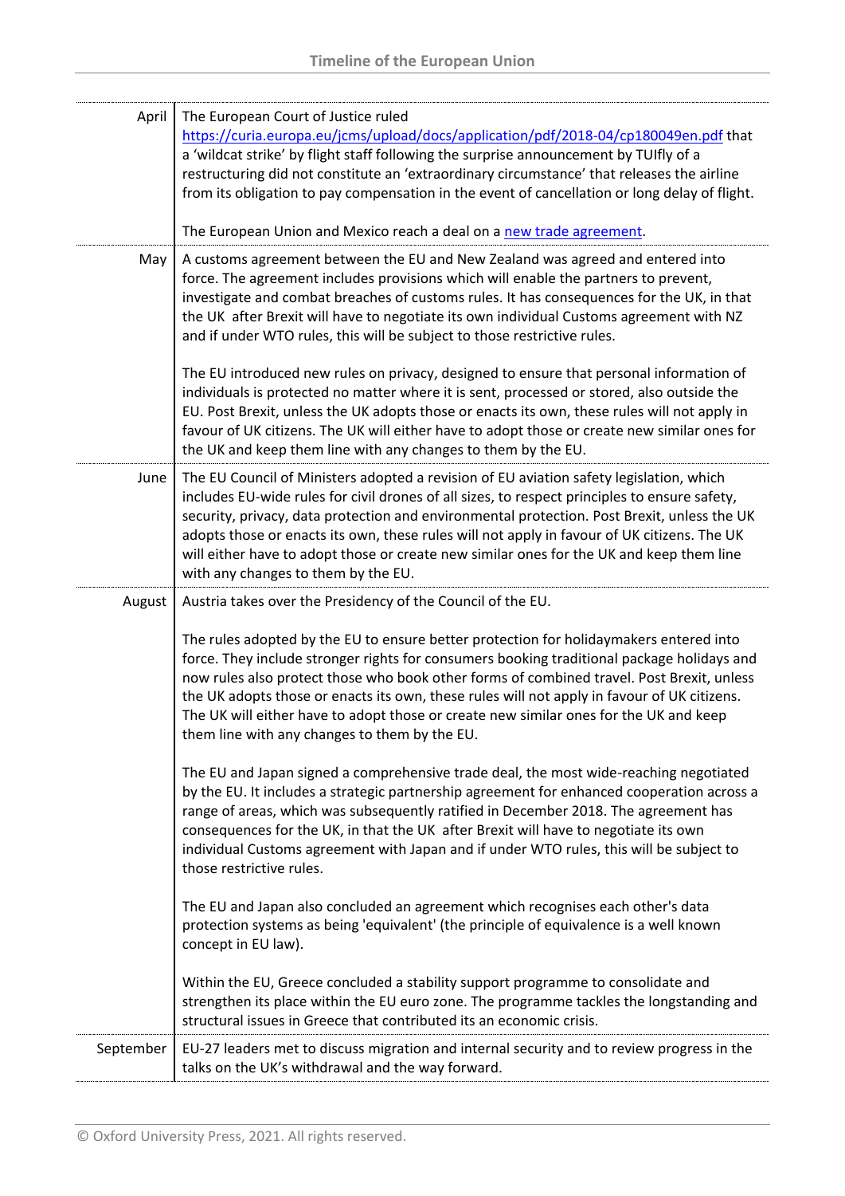| | |
|---|---|
| April | The European Court of Justice ruled https://curia.europa.eu/jcms/upload/docs/application/pdf/2018-04/cp180049en.pdf that a 'wildcat strike' by flight staff following the surprise announcement by TUIfly of a restructuring did not constitute an 'extraordinary circumstance' that releases the airline from its obligation to pay compensation in the event of cancellation or long delay of flight.<br><br>The European Union and Mexico reach a deal on a new trade agreement. |
| May | A customs agreement between the EU and New Zealand was agreed and entered into force. The agreement includes provisions which will enable the partners to prevent, investigate and combat breaches of customs rules. It has consequences for the UK, in that the UK after Brexit will have to negotiate its own individual Customs agreement with NZ and if under WTO rules, this will be subject to those restrictive rules.<br><br>The EU introduced new rules on privacy, designed to ensure that personal information of individuals is protected no matter where it is sent, processed or stored, also outside the EU. Post Brexit, unless the UK adopts those or enacts its own, these rules will not apply in favour of UK citizens. The UK will either have to adopt those or create new similar ones for the UK and keep them line with any changes to them by the EU. |
| June | The EU Council of Ministers adopted a revision of EU aviation safety legislation, which includes EU-wide rules for civil drones of all sizes, to respect principles to ensure safety, security, privacy, data protection and environmental protection. Post Brexit, unless the UK adopts those or enacts its own, these rules will not apply in favour of UK citizens. The UK will either have to adopt those or create new similar ones for the UK and keep them line with any changes to them by the EU. |
| August | Austria takes over the Presidency of the Council of the EU.<br><br>The rules adopted by the EU to ensure better protection for holidaymakers entered into force. They include stronger rights for consumers booking traditional package holidays and now rules also protect those who book other forms of combined travel. Post Brexit, unless the UK adopts those or enacts its own, these rules will not apply in favour of UK citizens. The UK will either have to adopt those or create new similar ones for the UK and keep them line with any changes to them by the EU.<br><br>The EU and Japan signed a comprehensive trade deal, the most wide-reaching negotiated by the EU. It includes a strategic partnership agreement for enhanced cooperation across a range of areas, which was subsequently ratified in December 2018. The agreement has consequences for the UK, in that the UK after Brexit will have to negotiate its own individual Customs agreement with Japan and if under WTO rules, this will be subject to those restrictive rules.<br><br>The EU and Japan also concluded an agreement which recognises each other's data protection systems as being 'equivalent' (the principle of equivalence is a well known concept in EU law).<br><br>Within the EU, Greece concluded a stability support programme to consolidate and strengthen its place within the EU euro zone. The programme tackles the longstanding and structural issues in Greece that contributed its an economic crisis. |
| September | EU-27 leaders met to discuss migration and internal security and to review progress in the talks on the UK's withdrawal and the way forward. |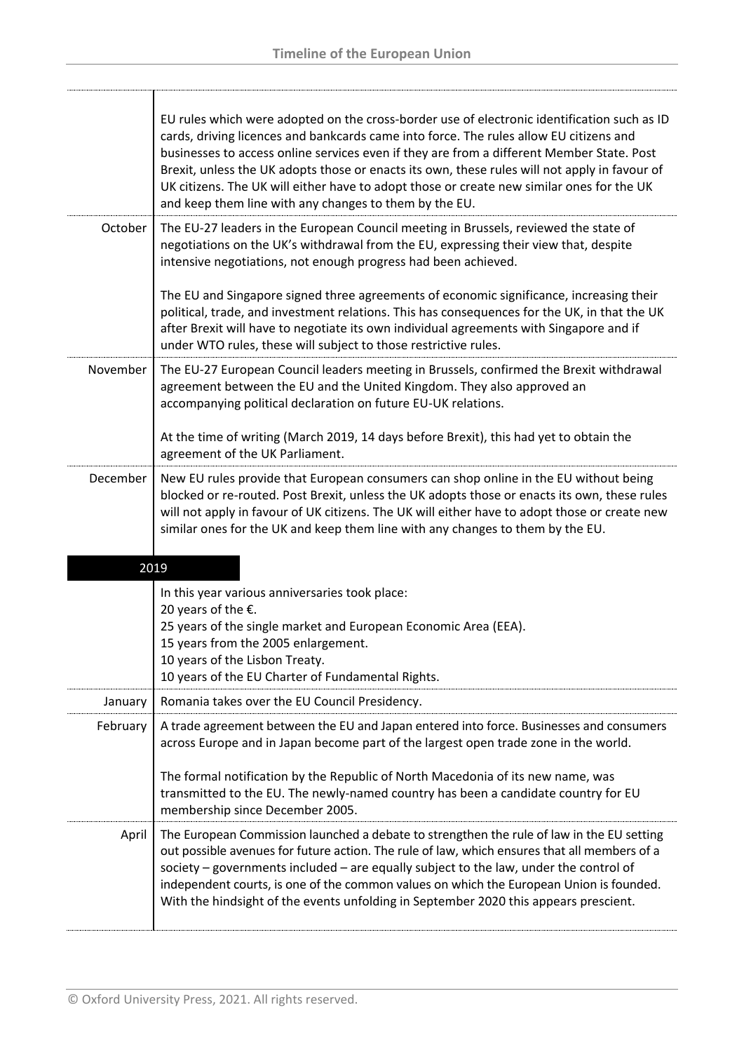| | |
|---|---|
| | EU rules which were adopted on the cross-border use of electronic identification such as ID cards, driving licences and bankcards came into force. The rules allow EU citizens and businesses to access online services even if they are from a different Member State. Post Brexit, unless the UK adopts those or enacts its own, these rules will not apply in favour of UK citizens. The UK will either have to adopt those or create new similar ones for the UK and keep them line with any changes to them by the EU. |
| October | The EU-27 leaders in the European Council meeting in Brussels, reviewed the state of negotiations on the UK's withdrawal from the EU, expressing their view that, despite intensive negotiations, not enough progress had been achieved.<br><br>The EU and Singapore signed three agreements of economic significance, increasing their political, trade, and investment relations. This has consequences for the UK, in that the UK after Brexit will have to negotiate its own individual agreements with Singapore and if under WTO rules, these will subject to those restrictive rules. |
| November | The EU-27 European Council leaders meeting in Brussels, confirmed the Brexit withdrawal agreement between the EU and the United Kingdom. They also approved an accompanying political declaration on future EU-UK relations.<br><br>At the time of writing (March 2019, 14 days before Brexit), this had yet to obtain the agreement of the UK Parliament. |
| December | New EU rules provide that European consumers can shop online in the EU without being blocked or re-routed. Post Brexit, unless the UK adopts those or enacts its own, these rules will not apply in favour of UK citizens. The UK will either have to adopt those or create new similar ones for the UK and keep them line with any changes to them by the EU. |

## 2019

| | |
|---|---|
| | In this year various anniversaries took place:<br>20 years of the €.<br>25 years of the single market and European Economic Area (EEA).<br>15 years from the 2005 enlargement.<br>10 years of the Lisbon Treaty.<br>10 years of the EU Charter of Fundamental Rights. |
| January | Romania takes over the EU Council Presidency. |
| February | A trade agreement between the EU and Japan entered into force. Businesses and consumers across Europe and in Japan become part of the largest open trade zone in the world.<br><br>The formal notification by the Republic of North Macedonia of its new name, was transmitted to the EU. The newly-named country has been a candidate country for EU membership since December 2005. |
| April | The European Commission launched a debate to strengthen the rule of law in the EU setting out possible avenues for future action. The rule of law, which ensures that all members of a society – governments included – are equally subject to the law, under the control of independent courts, is one of the common values on which the European Union is founded. With the hindsight of the events unfolding in September 2020 this appears prescient. |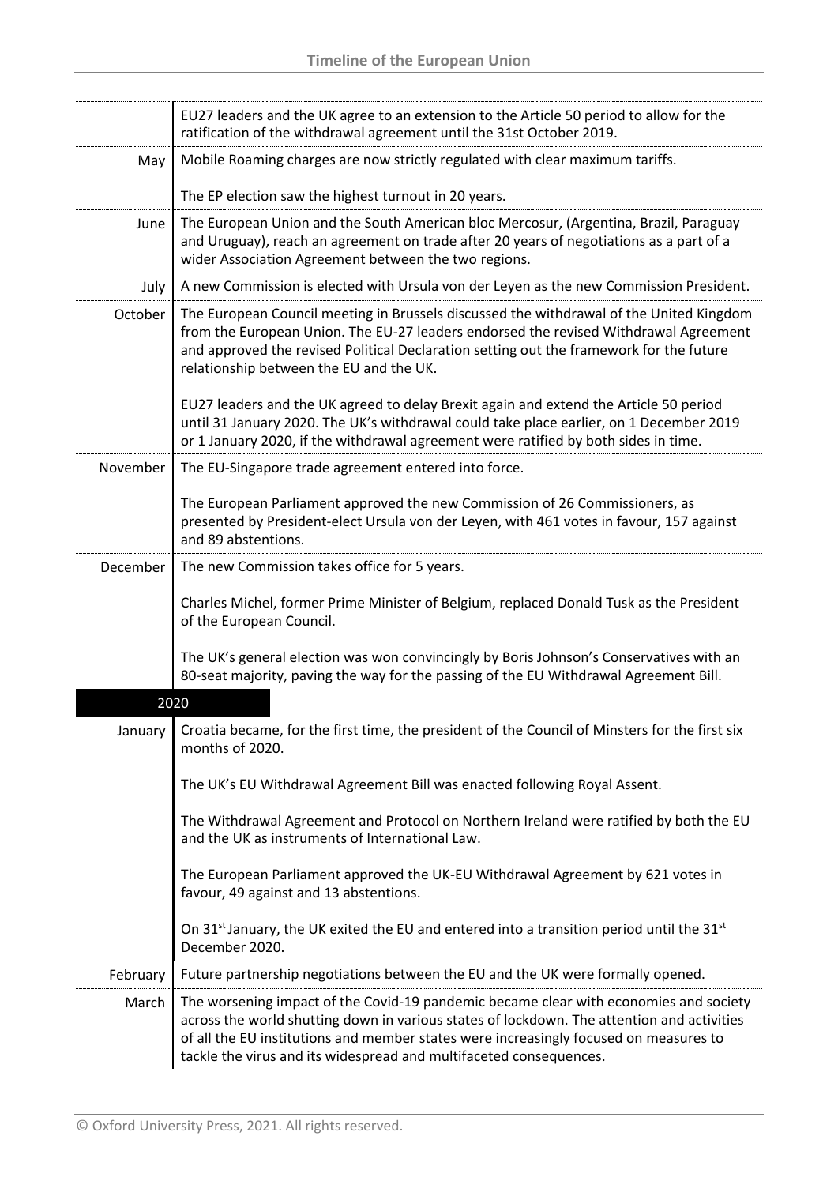| | |
|---|---|
| | EU27 leaders and the UK agree to an extension to the Article 50 period to allow for the ratification of the withdrawal agreement until the 31st October 2019. |
| May | Mobile Roaming charges are now strictly regulated with clear maximum tariffs.<br><br>The EP election saw the highest turnout in 20 years. |
| June | The European Union and the South American bloc Mercosur, (Argentina, Brazil, Paraguay and Uruguay), reach an agreement on trade after 20 years of negotiations as a part of a wider Association Agreement between the two regions. |
| July | A new Commission is elected with Ursula von der Leyen as the new Commission President. |
| October | The European Council meeting in Brussels discussed the withdrawal of the United Kingdom from the European Union. The EU-27 leaders endorsed the revised Withdrawal Agreement and approved the revised Political Declaration setting out the framework for the future relationship between the EU and the UK.<br><br>EU27 leaders and the UK agreed to delay Brexit again and extend the Article 50 period until 31 January 2020. The UK's withdrawal could take place earlier, on 1 December 2019 or 1 January 2020, if the withdrawal agreement were ratified by both sides in time. |
| November | The EU-Singapore trade agreement entered into force.<br><br>The European Parliament approved the new Commission of 26 Commissioners, as presented by President-elect Ursula von der Leyen, with 461 votes in favour, 157 against and 89 abstentions. |
| December | The new Commission takes office for 5 years.<br><br>Charles Michel, former Prime Minister of Belgium, replaced Donald Tusk as the President of the European Council.<br><br>The UK's general election was won convincingly by Boris Johnson's Conservatives with an 80-seat majority, paving the way for the passing of the EU Withdrawal Agreement Bill. |
| **2020** | |
| January | Croatia became, for the first time, the president of the Council of Minsters for the first six months of 2020.<br><br>The UK's EU Withdrawal Agreement Bill was enacted following Royal Assent.<br><br>The Withdrawal Agreement and Protocol on Northern Ireland were ratified by both the EU and the UK as instruments of International Law.<br><br>The European Parliament approved the UK-EU Withdrawal Agreement by 621 votes in favour, 49 against and 13 abstentions.<br><br>On 31st January, the UK exited the EU and entered into a transition period until the 31st December 2020. |
| February | Future partnership negotiations between the EU and the UK were formally opened. |
| March | The worsening impact of the Covid-19 pandemic became clear with economies and society across the world shutting down in various states of lockdown. The attention and activities of all the EU institutions and member states were increasingly focused on measures to tackle the virus and its widespread and multifaceted consequences. |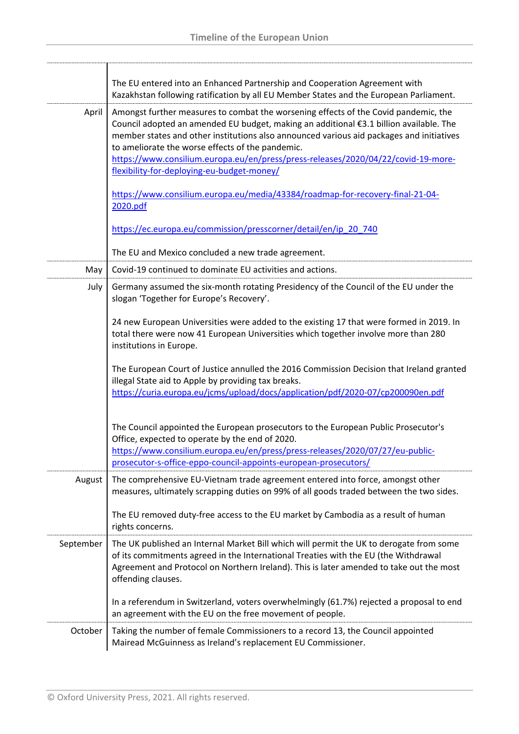| | |
|---|---|
| | The EU entered into an Enhanced Partnership and Cooperation Agreement with Kazakhstan following ratification by all EU Member States and the European Parliament. |
| April | Amongst further measures to combat the worsening effects of the Covid pandemic, the Council adopted an amended EU budget, making an additional €3.1 billion available. The member states and other institutions also announced various aid packages and initiatives to ameliorate the worse effects of the pandemic. https://www.consilium.europa.eu/en/press/press-releases/2020/04/22/covid-19-more-flexibility-for-deploying-eu-budget-money/<br><br>https://www.consilium.europa.eu/media/43384/roadmap-for-recovery-final-21-04-2020.pdf<br><br>https://ec.europa.eu/commission/presscorner/detail/en/ip_20_740<br><br>The EU and Mexico concluded a new trade agreement. |
| May | Covid-19 continued to dominate EU activities and actions. |
| July | Germany assumed the six-month rotating Presidency of the Council of the EU under the slogan 'Together for Europe's Recovery'.<br><br>24 new European Universities were added to the existing 17 that were formed in 2019. In total there were now 41 European Universities which together involve more than 280 institutions in Europe.<br><br>The European Court of Justice annulled the 2016 Commission Decision that Ireland granted illegal State aid to Apple by providing tax breaks. https://curia.europa.eu/jcms/upload/docs/application/pdf/2020-07/cp200090en.pdf<br><br>The Council appointed the European prosecutors to the European Public Prosecutor's Office, expected to operate by the end of 2020. https://www.consilium.europa.eu/en/press/press-releases/2020/07/27/eu-public-prosecutor-s-office-eppo-council-appoints-european-prosecutors/ |
| August | The comprehensive EU-Vietnam trade agreement entered into force, amongst other measures, ultimately scrapping duties on 99% of all goods traded between the two sides.<br><br>The EU removed duty-free access to the EU market by Cambodia as a result of human rights concerns. |
| September | The UK published an Internal Market Bill which will permit the UK to derogate from some of its commitments agreed in the International Treaties with the EU (the Withdrawal Agreement and Protocol on Northern Ireland). This is later amended to take out the most offending clauses.<br><br>In a referendum in Switzerland, voters overwhelmingly (61.7%) rejected a proposal to end an agreement with the EU on the free movement of people. |
| October | Taking the number of female Commissioners to a record 13, the Council appointed Mairead McGuinness as Ireland's replacement EU Commissioner. |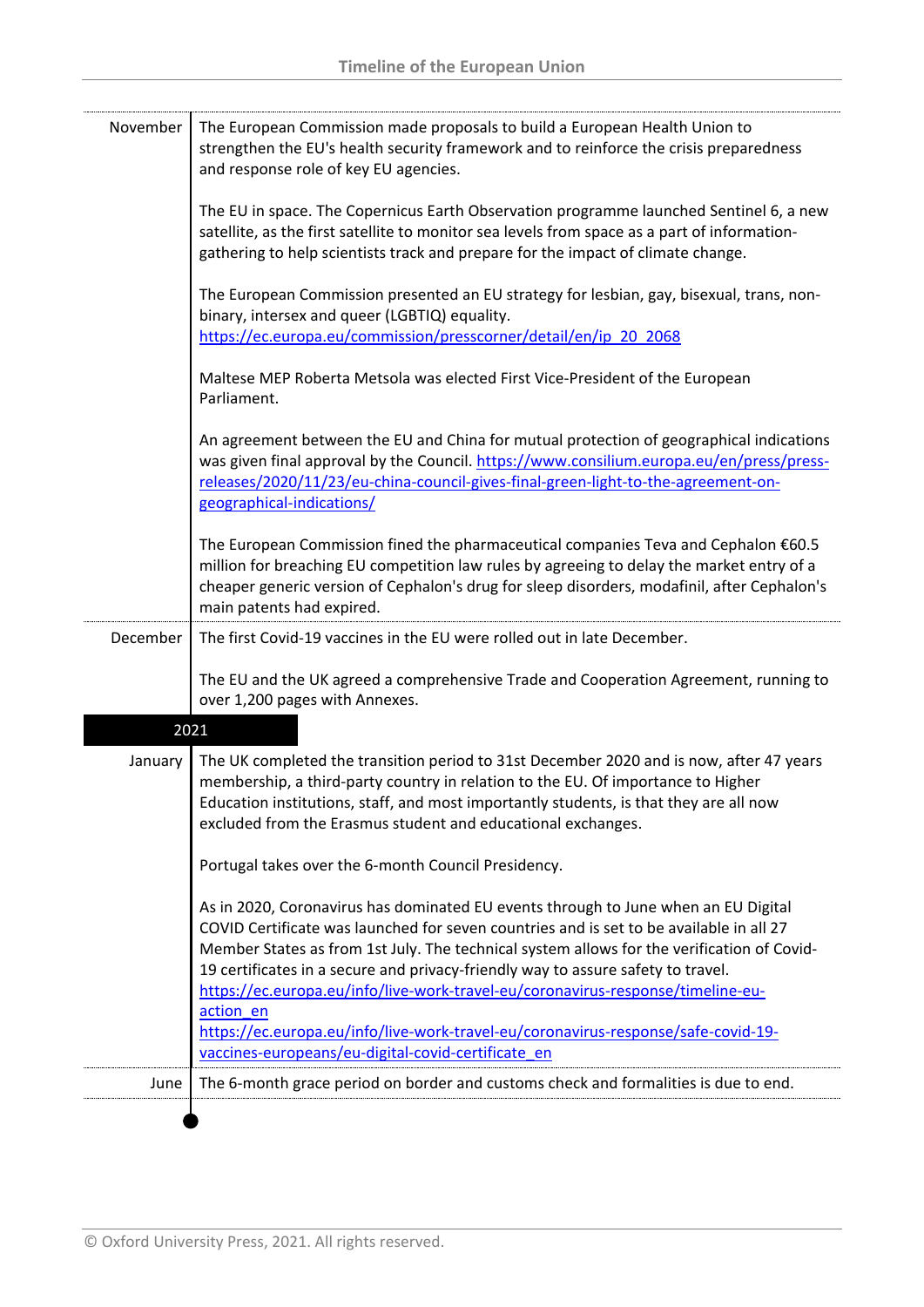| | |
|---|---|
| November | The European Commission made proposals to build a European Health Union to strengthen the EU's health security framework and to reinforce the crisis preparedness and response role of key EU agencies.<br><br>The EU in space. The Copernicus Earth Observation programme launched Sentinel 6, a new satellite, as the first satellite to monitor sea levels from space as a part of information-gathering to help scientists track and prepare for the impact of climate change.<br><br>The European Commission presented an EU strategy for lesbian, gay, bisexual, trans, non-binary, intersex and queer (LGBTIQ) equality. https://ec.europa.eu/commission/presscorner/detail/en/ip_20_2068<br><br>Maltese MEP Roberta Metsola was elected First Vice-President of the European Parliament.<br><br>An agreement between the EU and China for mutual protection of geographical indications was given final approval by the Council. https://www.consilium.europa.eu/en/press/press-releases/2020/11/23/eu-china-council-gives-final-green-light-to-the-agreement-on-geographical-indications/<br><br>The European Commission fined the pharmaceutical companies Teva and Cephalon €60.5 million for breaching EU competition law rules by agreeing to delay the market entry of a cheaper generic version of Cephalon's drug for sleep disorders, modafinil, after Cephalon's main patents had expired. |
| December | The first Covid-19 vaccines in the EU were rolled out in late December.<br><br>The EU and the UK agreed a comprehensive Trade and Cooperation Agreement, running to over 1,200 pages with Annexes. |
| **2021** | |
| January | The UK completed the transition period to 31st December 2020 and is now, after 47 years membership, a third-party country in relation to the EU. Of importance to Higher Education institutions, staff, and most importantly students, is that they are all now excluded from the Erasmus student and educational exchanges.<br><br>Portugal takes over the 6-month Council Presidency.<br><br>As in 2020, Coronavirus has dominated EU events through to June when an EU Digital COVID Certificate was launched for seven countries and is set to be available in all 27 Member States as from 1st July. The technical system allows for the verification of Covid-19 certificates in a secure and privacy-friendly way to assure safety to travel. https://ec.europa.eu/info/live-work-travel-eu/coronavirus-response/timeline-eu-action_en https://ec.europa.eu/info/live-work-travel-eu/coronavirus-response/safe-covid-19-vaccines-europeans/eu-digital-covid-certificate_en |
| June | The 6-month grace period on border and customs check and formalities is due to end. |

© Oxford University Press, 2021. All rights reserved.